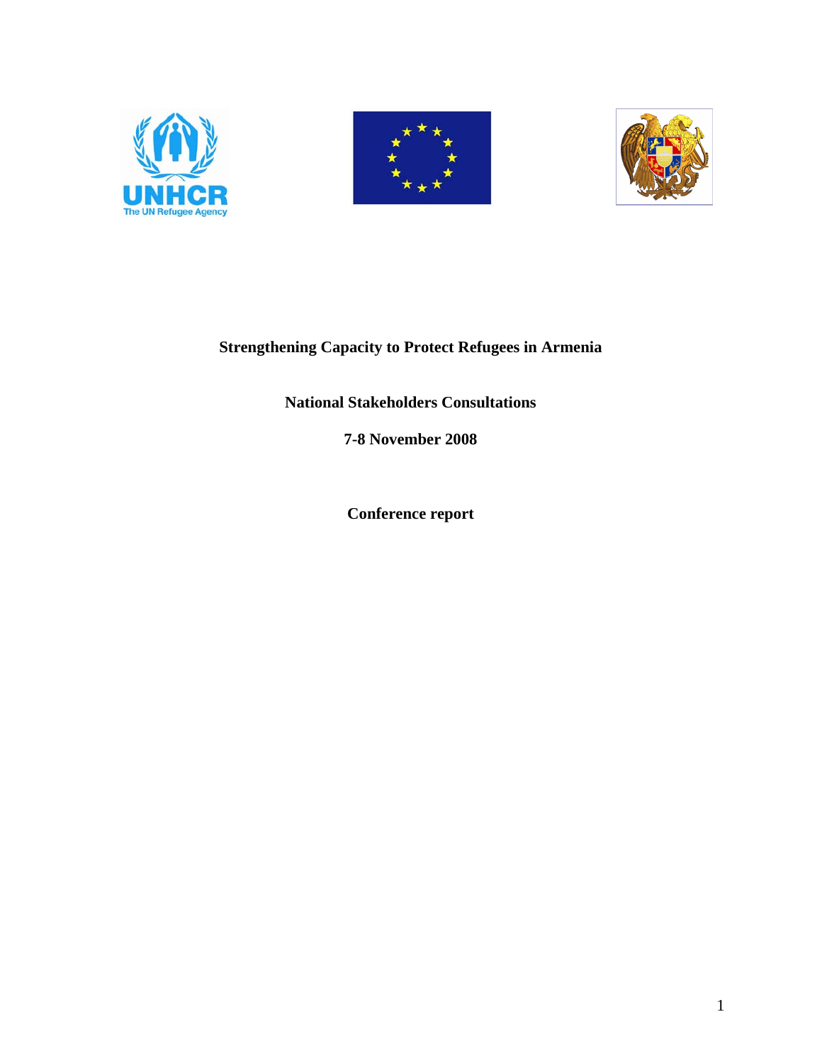# Strengthening Capacity to Protect Refugees in Armenia

## National Stakeholders Consultations

## 7-8 November 2008

## Conference report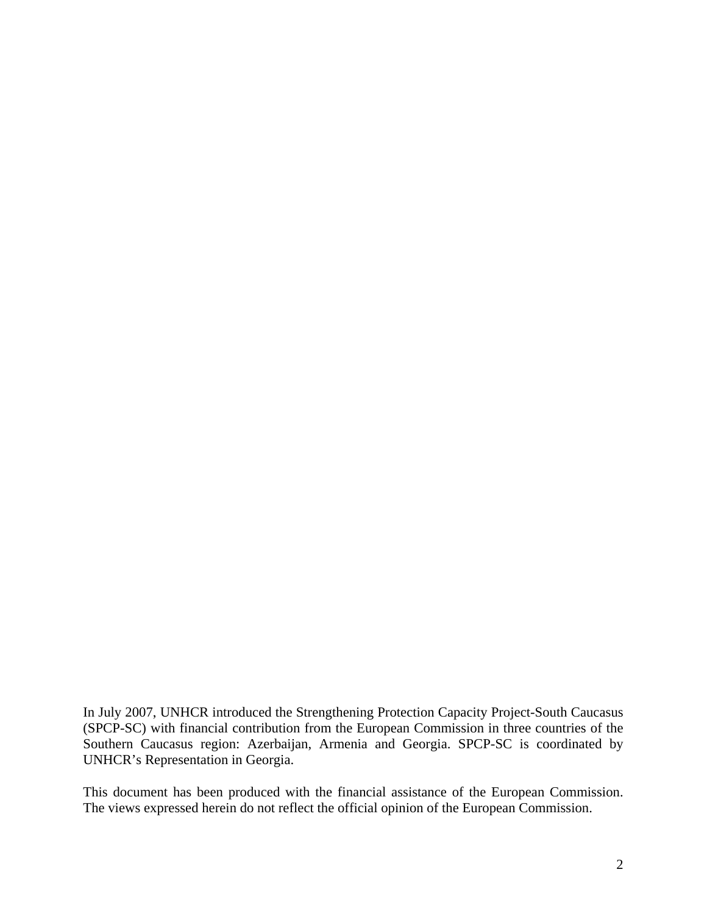In July 2007, UNHCR introduced the Strengthening Protection Capacity Project-South Caucasus (SPCP-SC) with financial contribution from the European Commission in three countries of the Southern Caucasus region: Azerbaijan, Armenia and Georgia. SPCP-SC is coordinated by UNHCR's Representation in Georgia.

This document has been produced with the financial assistance of the European Commission. The views expressed herein do not reflect the official opinion of the European Commission.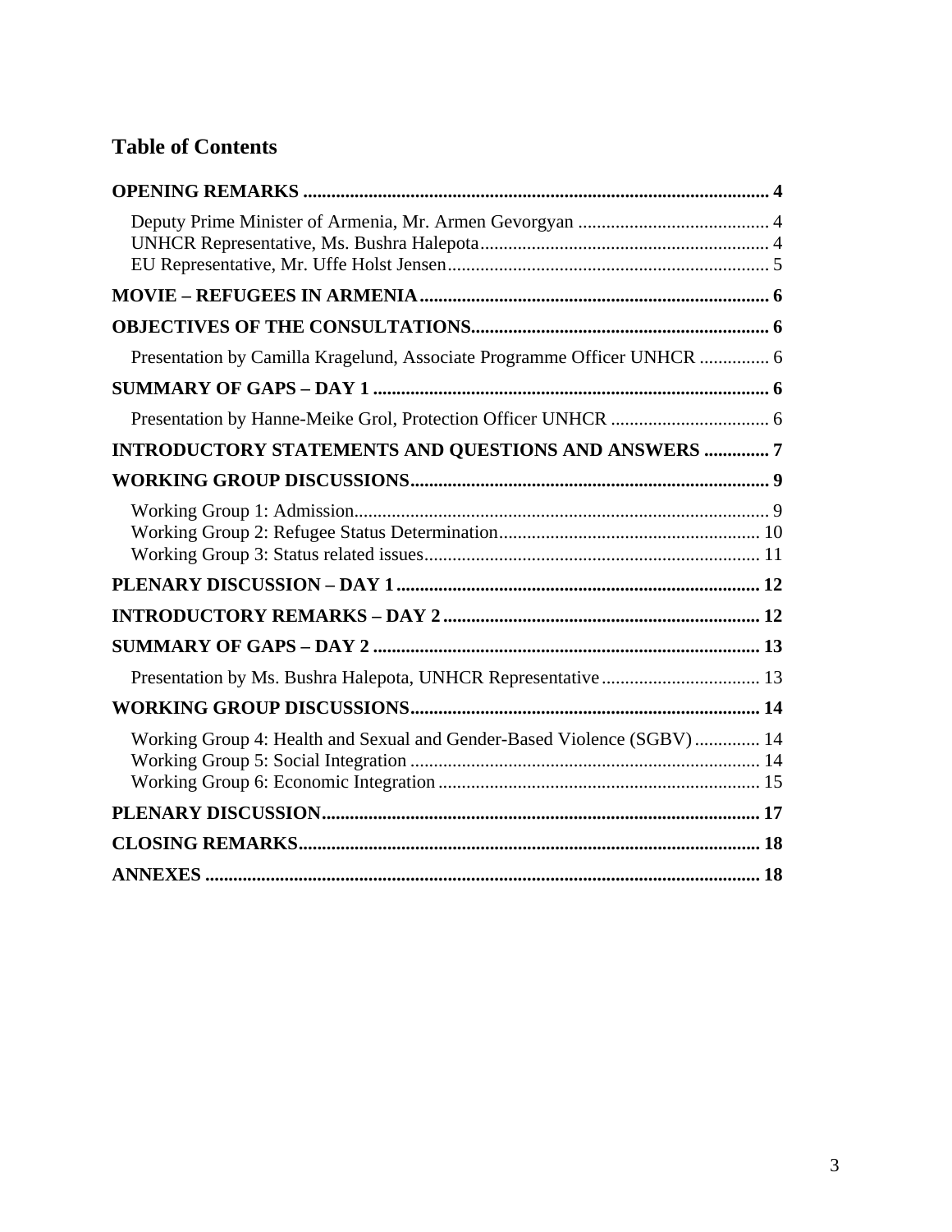# Table of Contents

**OPENING REMARKS .................................................................................................... 4**

Deputy Prime Minister of Armenia, Mr. Armen Gevorgyan ......................................... 4
UNHCR Representative, Ms. Bushra Halepota............................................................. 4
EU Representative, Mr. Uffe Holst Jensen.................................................................... 5

**MOVIE – REFUGEES IN ARMENIA............................................................................ 6**

**OBJECTIVES OF THE CONSULTATIONS................................................................ 6**

Presentation by Camilla Kragelund, Associate Programme Officer UNHCR ............... 6

**SUMMARY OF GAPS – DAY 1 ..................................................................................... 6**

Presentation by Hanne-Meike Grol, Protection Officer UNHCR .................................. 6

**INTRODUCTORY STATEMENTS AND QUESTIONS AND ANSWERS ............. 7**

**WORKING GROUP DISCUSSIONS............................................................................. 9**

Working Group 1: Admission........................................................................................ 9
Working Group 2: Refugee Status Determination........................................................ 10
Working Group 3: Status related issues....................................................................... 11

**PLENARY DISCUSSION – DAY 1 .............................................................................. 12**

**INTRODUCTORY REMARKS – DAY 2 .................................................................... 12**

**SUMMARY OF GAPS – DAY 2 ................................................................................... 13**

Presentation by Ms. Bushra Halepota, UNHCR Representative.................................. 13

**WORKING GROUP DISCUSSIONS........................................................................... 14**

Working Group 4: Health and Sexual and Gender-Based Violence (SGBV) .............. 14
Working Group 5: Social Integration .......................................................................... 14
Working Group 6: Economic Integration .................................................................... 15

**PLENARY DISCUSSION.............................................................................................. 17**

**CLOSING REMARKS................................................................................................... 18**

**ANNEXES ....................................................................................................................... 18**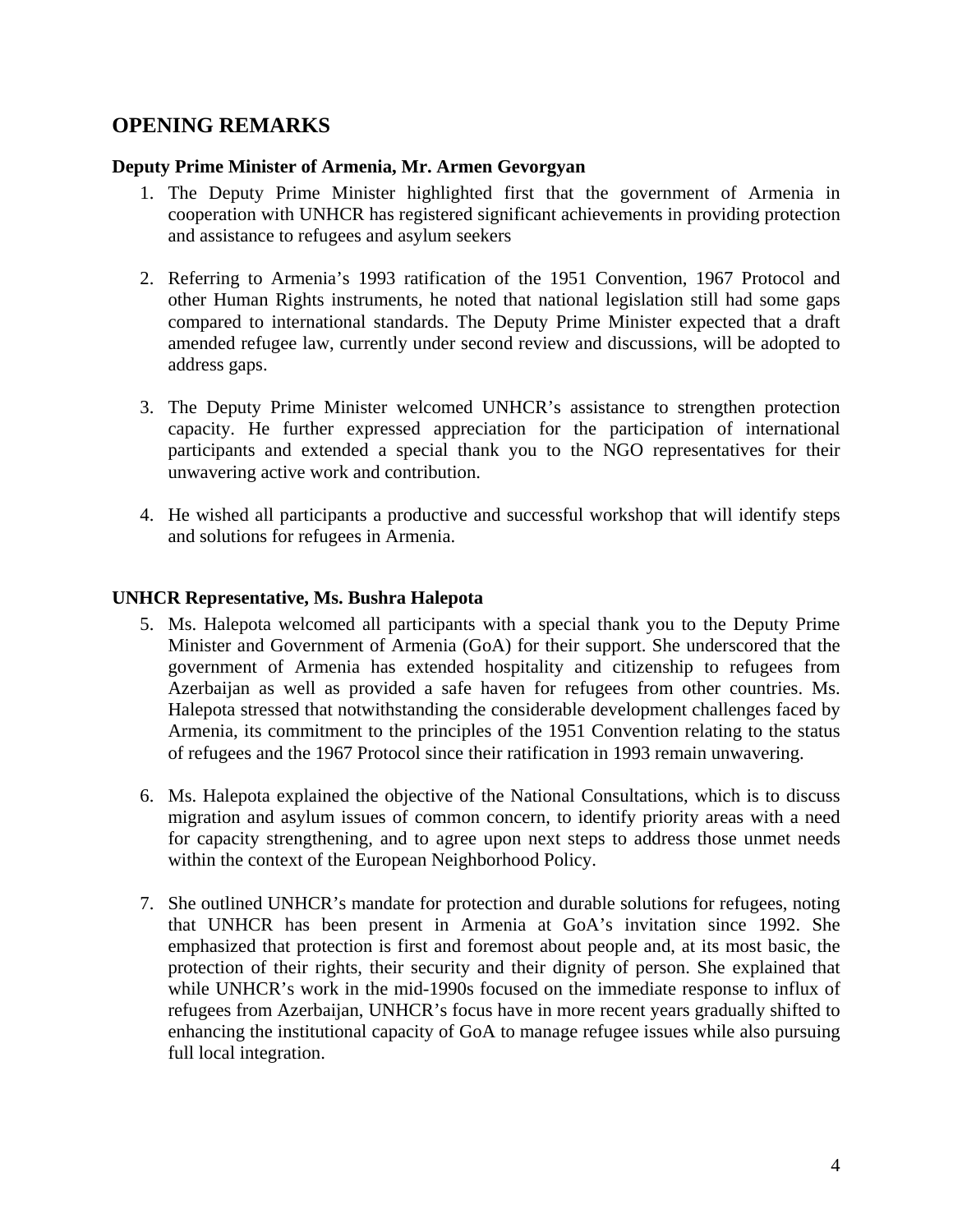## OPENING REMARKS

**Deputy Prime Minister of Armenia, Mr. Armen Gevorgyan**

1. The Deputy Prime Minister highlighted first that the government of Armenia in cooperation with UNHCR has registered significant achievements in providing protection and assistance to refugees and asylum seekers

2. Referring to Armenia's 1993 ratification of the 1951 Convention, 1967 Protocol and other Human Rights instruments, he noted that national legislation still had some gaps compared to international standards. The Deputy Prime Minister expected that a draft amended refugee law, currently under second review and discussions, will be adopted to address gaps.

3. The Deputy Prime Minister welcomed UNHCR's assistance to strengthen protection capacity. He further expressed appreciation for the participation of international participants and extended a special thank you to the NGO representatives for their unwavering active work and contribution.

4. He wished all participants a productive and successful workshop that will identify steps and solutions for refugees in Armenia.

**UNHCR Representative, Ms. Bushra Halepota**

5. Ms. Halepota welcomed all participants with a special thank you to the Deputy Prime Minister and Government of Armenia (GoA) for their support. She underscored that the government of Armenia has extended hospitality and citizenship to refugees from Azerbaijan as well as provided a safe haven for refugees from other countries. Ms. Halepota stressed that notwithstanding the considerable development challenges faced by Armenia, its commitment to the principles of the 1951 Convention relating to the status of refugees and the 1967 Protocol since their ratification in 1993 remain unwavering.

6. Ms. Halepota explained the objective of the National Consultations, which is to discuss migration and asylum issues of common concern, to identify priority areas with a need for capacity strengthening, and to agree upon next steps to address those unmet needs within the context of the European Neighborhood Policy.

7. She outlined UNHCR's mandate for protection and durable solutions for refugees, noting that UNHCR has been present in Armenia at GoA's invitation since 1992. She emphasized that protection is first and foremost about people and, at its most basic, the protection of their rights, their security and their dignity of person. She explained that while UNHCR's work in the mid-1990s focused on the immediate response to influx of refugees from Azerbaijan, UNHCR's focus have in more recent years gradually shifted to enhancing the institutional capacity of GoA to manage refugee issues while also pursuing full local integration.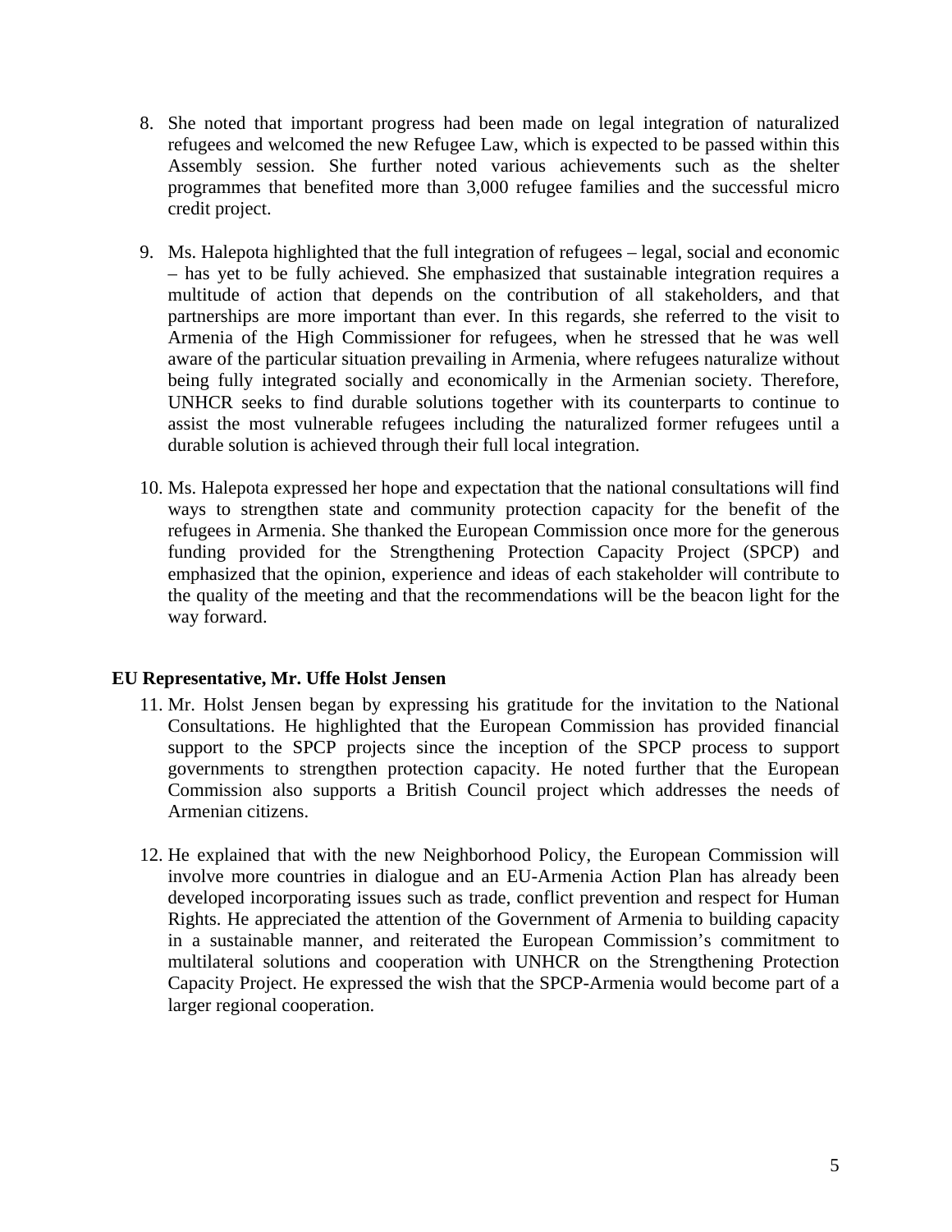8. She noted that important progress had been made on legal integration of naturalized refugees and welcomed the new Refugee Law, which is expected to be passed within this Assembly session. She further noted various achievements such as the shelter programmes that benefited more than 3,000 refugee families and the successful micro credit project.

9. Ms. Halepota highlighted that the full integration of refugees – legal, social and economic – has yet to be fully achieved. She emphasized that sustainable integration requires a multitude of action that depends on the contribution of all stakeholders, and that partnerships are more important than ever. In this regards, she referred to the visit to Armenia of the High Commissioner for refugees, when he stressed that he was well aware of the particular situation prevailing in Armenia, where refugees naturalize without being fully integrated socially and economically in the Armenian society. Therefore, UNHCR seeks to find durable solutions together with its counterparts to continue to assist the most vulnerable refugees including the naturalized former refugees until a durable solution is achieved through their full local integration.

10. Ms. Halepota expressed her hope and expectation that the national consultations will find ways to strengthen state and community protection capacity for the benefit of the refugees in Armenia. She thanked the European Commission once more for the generous funding provided for the Strengthening Protection Capacity Project (SPCP) and emphasized that the opinion, experience and ideas of each stakeholder will contribute to the quality of the meeting and that the recommendations will be the beacon light for the way forward.

**EU Representative, Mr. Uffe Holst Jensen**

11. Mr. Holst Jensen began by expressing his gratitude for the invitation to the National Consultations. He highlighted that the European Commission has provided financial support to the SPCP projects since the inception of the SPCP process to support governments to strengthen protection capacity. He noted further that the European Commission also supports a British Council project which addresses the needs of Armenian citizens.

12. He explained that with the new Neighborhood Policy, the European Commission will involve more countries in dialogue and an EU-Armenia Action Plan has already been developed incorporating issues such as trade, conflict prevention and respect for Human Rights. He appreciated the attention of the Government of Armenia to building capacity in a sustainable manner, and reiterated the European Commission's commitment to multilateral solutions and cooperation with UNHCR on the Strengthening Protection Capacity Project. He expressed the wish that the SPCP-Armenia would become part of a larger regional cooperation.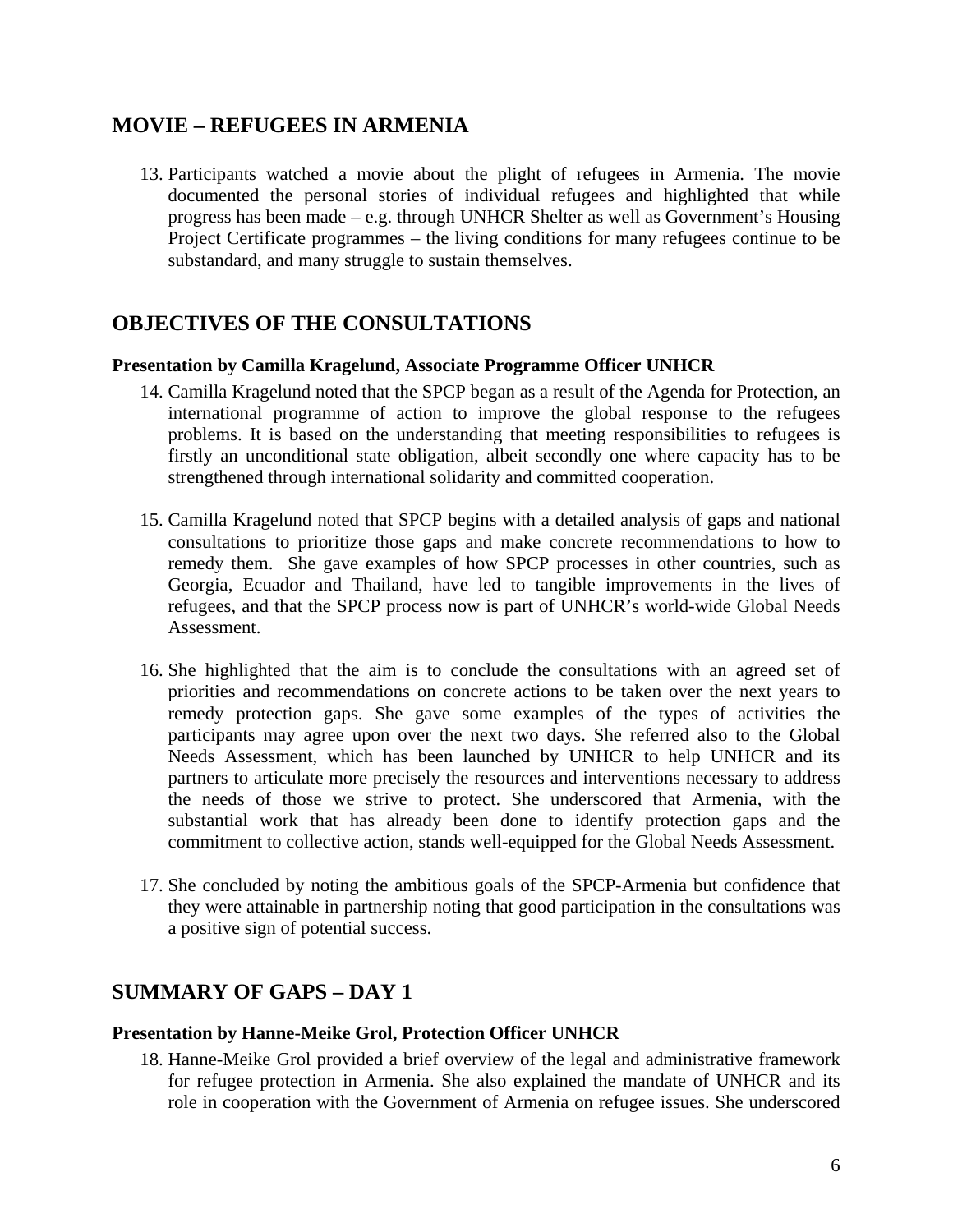## MOVIE – REFUGEES IN ARMENIA

13. Participants watched a movie about the plight of refugees in Armenia. The movie documented the personal stories of individual refugees and highlighted that while progress has been made – e.g. through UNHCR Shelter as well as Government's Housing Project Certificate programmes – the living conditions for many refugees continue to be substandard, and many struggle to sustain themselves.

## OBJECTIVES OF THE CONSULTATIONS

**Presentation by Camilla Kragelund, Associate Programme Officer UNHCR**

14. Camilla Kragelund noted that the SPCP began as a result of the Agenda for Protection, an international programme of action to improve the global response to the refugees problems. It is based on the understanding that meeting responsibilities to refugees is firstly an unconditional state obligation, albeit secondly one where capacity has to be strengthened through international solidarity and committed cooperation.

15. Camilla Kragelund noted that SPCP begins with a detailed analysis of gaps and national consultations to prioritize those gaps and make concrete recommendations to how to remedy them. She gave examples of how SPCP processes in other countries, such as Georgia, Ecuador and Thailand, have led to tangible improvements in the lives of refugees, and that the SPCP process now is part of UNHCR's world-wide Global Needs Assessment.

16. She highlighted that the aim is to conclude the consultations with an agreed set of priorities and recommendations on concrete actions to be taken over the next years to remedy protection gaps. She gave some examples of the types of activities the participants may agree upon over the next two days. She referred also to the Global Needs Assessment, which has been launched by UNHCR to help UNHCR and its partners to articulate more precisely the resources and interventions necessary to address the needs of those we strive to protect. She underscored that Armenia, with the substantial work that has already been done to identify protection gaps and the commitment to collective action, stands well-equipped for the Global Needs Assessment.

17. She concluded by noting the ambitious goals of the SPCP-Armenia but confidence that they were attainable in partnership noting that good participation in the consultations was a positive sign of potential success.

## SUMMARY OF GAPS – DAY 1

**Presentation by Hanne-Meike Grol, Protection Officer UNHCR**

18. Hanne-Meike Grol provided a brief overview of the legal and administrative framework for refugee protection in Armenia. She also explained the mandate of UNHCR and its role in cooperation with the Government of Armenia on refugee issues. She underscored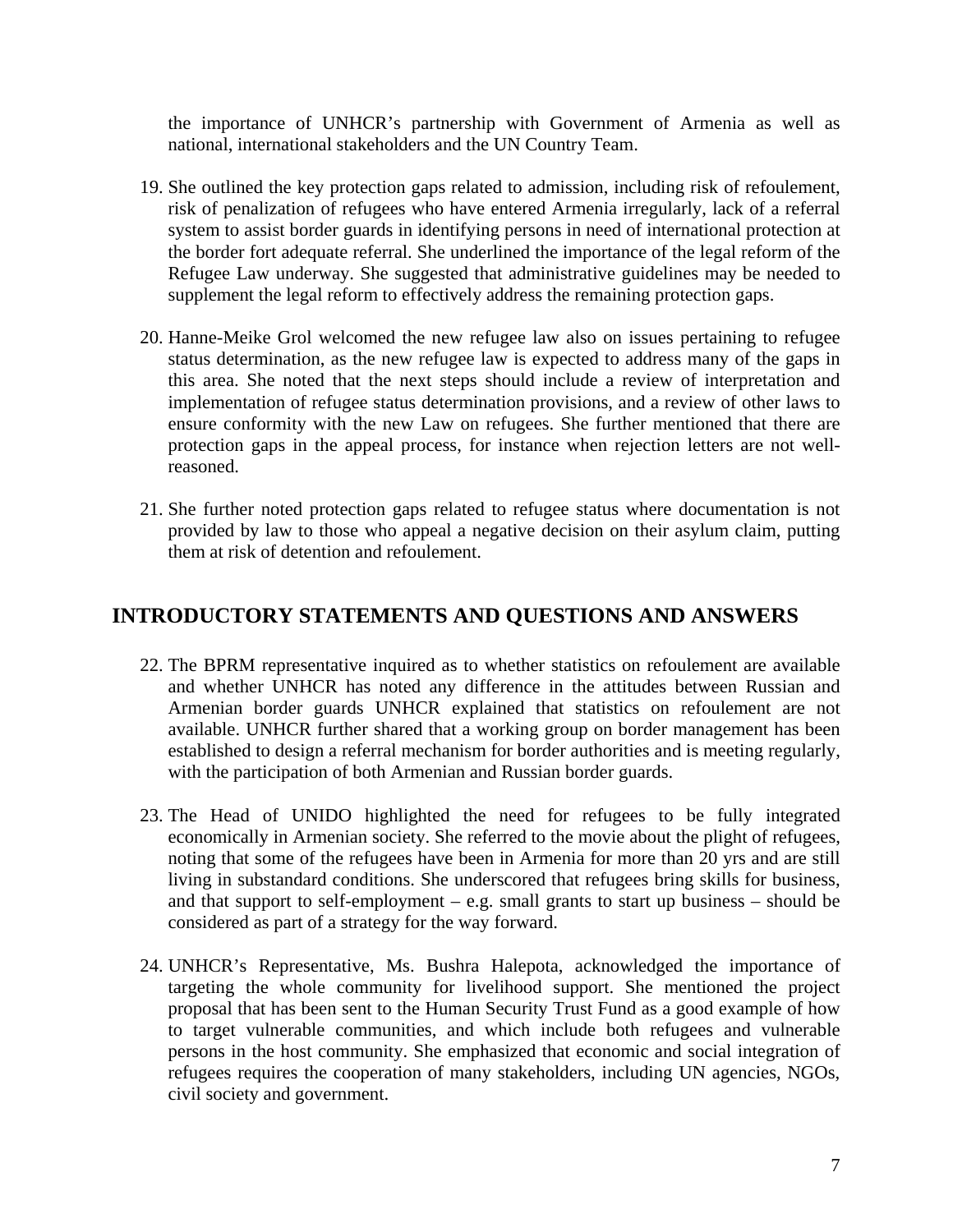the importance of UNHCR's partnership with Government of Armenia as well as national, international stakeholders and the UN Country Team.

19. She outlined the key protection gaps related to admission, including risk of refoulement, risk of penalization of refugees who have entered Armenia irregularly, lack of a referral system to assist border guards in identifying persons in need of international protection at the border fort adequate referral. She underlined the importance of the legal reform of the Refugee Law underway. She suggested that administrative guidelines may be needed to supplement the legal reform to effectively address the remaining protection gaps.

20. Hanne-Meike Grol welcomed the new refugee law also on issues pertaining to refugee status determination, as the new refugee law is expected to address many of the gaps in this area. She noted that the next steps should include a review of interpretation and implementation of refugee status determination provisions, and a review of other laws to ensure conformity with the new Law on refugees. She further mentioned that there are protection gaps in the appeal process, for instance when rejection letters are not well-reasoned.

21. She further noted protection gaps related to refugee status where documentation is not provided by law to those who appeal a negative decision on their asylum claim, putting them at risk of detention and refoulement.

## INTRODUCTORY STATEMENTS AND QUESTIONS AND ANSWERS

22. The BPRM representative inquired as to whether statistics on refoulement are available and whether UNHCR has noted any difference in the attitudes between Russian and Armenian border guards UNHCR explained that statistics on refoulement are not available. UNHCR further shared that a working group on border management has been established to design a referral mechanism for border authorities and is meeting regularly, with the participation of both Armenian and Russian border guards.

23. The Head of UNIDO highlighted the need for refugees to be fully integrated economically in Armenian society. She referred to the movie about the plight of refugees, noting that some of the refugees have been in Armenia for more than 20 yrs and are still living in substandard conditions. She underscored that refugees bring skills for business, and that support to self-employment – e.g. small grants to start up business – should be considered as part of a strategy for the way forward.

24. UNHCR's Representative, Ms. Bushra Halepota, acknowledged the importance of targeting the whole community for livelihood support. She mentioned the project proposal that has been sent to the Human Security Trust Fund as a good example of how to target vulnerable communities, and which include both refugees and vulnerable persons in the host community. She emphasized that economic and social integration of refugees requires the cooperation of many stakeholders, including UN agencies, NGOs, civil society and government.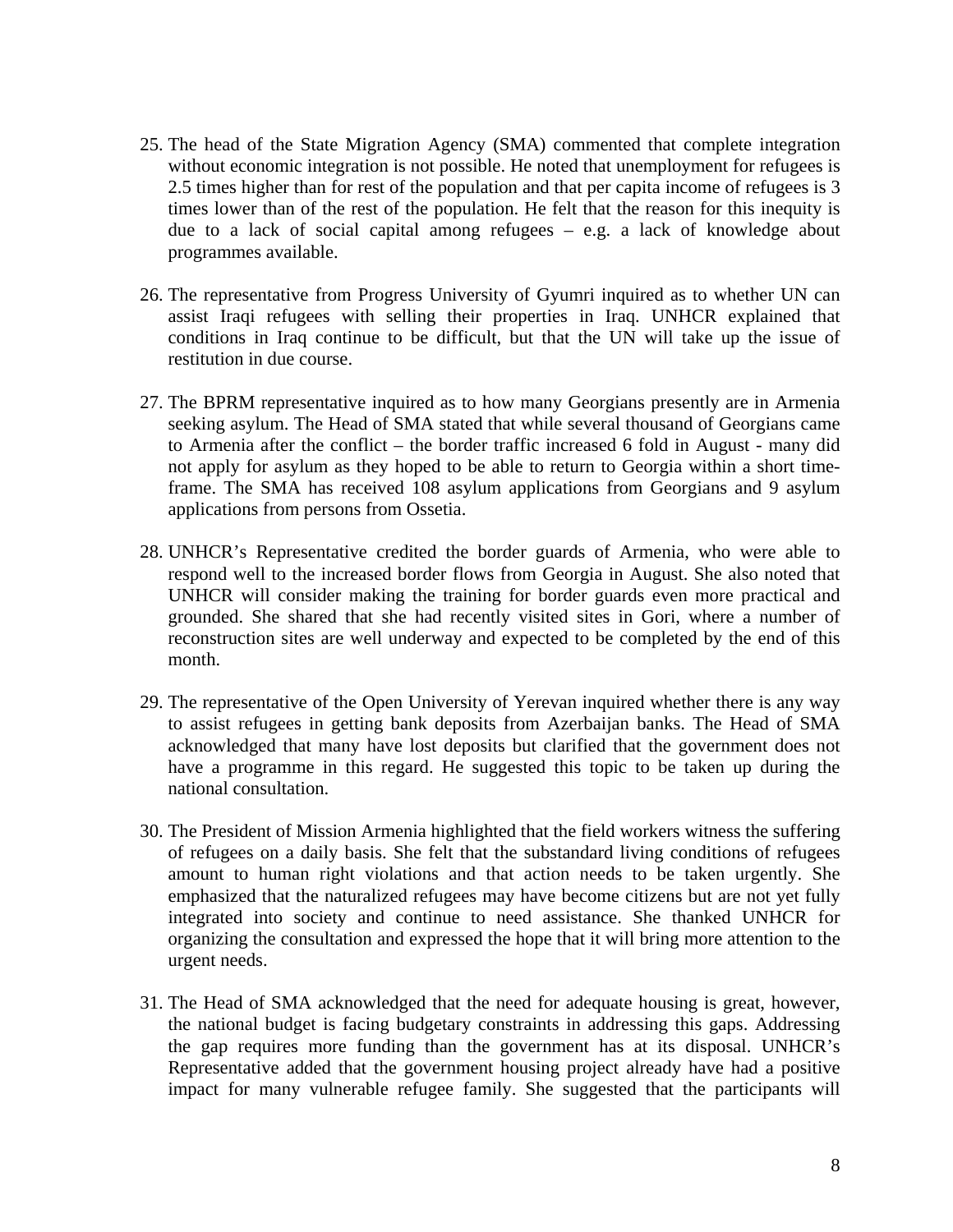25. The head of the State Migration Agency (SMA) commented that complete integration without economic integration is not possible. He noted that unemployment for refugees is 2.5 times higher than for rest of the population and that per capita income of refugees is 3 times lower than of the rest of the population. He felt that the reason for this inequity is due to a lack of social capital among refugees – e.g. a lack of knowledge about programmes available.

26. The representative from Progress University of Gyumri inquired as to whether UN can assist Iraqi refugees with selling their properties in Iraq. UNHCR explained that conditions in Iraq continue to be difficult, but that the UN will take up the issue of restitution in due course.

27. The BPRM representative inquired as to how many Georgians presently are in Armenia seeking asylum. The Head of SMA stated that while several thousand of Georgians came to Armenia after the conflict – the border traffic increased 6 fold in August - many did not apply for asylum as they hoped to be able to return to Georgia within a short time-frame. The SMA has received 108 asylum applications from Georgians and 9 asylum applications from persons from Ossetia.

28. UNHCR's Representative credited the border guards of Armenia, who were able to respond well to the increased border flows from Georgia in August. She also noted that UNHCR will consider making the training for border guards even more practical and grounded. She shared that she had recently visited sites in Gori, where a number of reconstruction sites are well underway and expected to be completed by the end of this month.

29. The representative of the Open University of Yerevan inquired whether there is any way to assist refugees in getting bank deposits from Azerbaijan banks. The Head of SMA acknowledged that many have lost deposits but clarified that the government does not have a programme in this regard. He suggested this topic to be taken up during the national consultation.

30. The President of Mission Armenia highlighted that the field workers witness the suffering of refugees on a daily basis. She felt that the substandard living conditions of refugees amount to human right violations and that action needs to be taken urgently. She emphasized that the naturalized refugees may have become citizens but are not yet fully integrated into society and continue to need assistance. She thanked UNHCR for organizing the consultation and expressed the hope that it will bring more attention to the urgent needs.

31. The Head of SMA acknowledged that the need for adequate housing is great, however, the national budget is facing budgetary constraints in addressing this gaps. Addressing the gap requires more funding than the government has at its disposal. UNHCR's Representative added that the government housing project already have had a positive impact for many vulnerable refugee family. She suggested that the participants will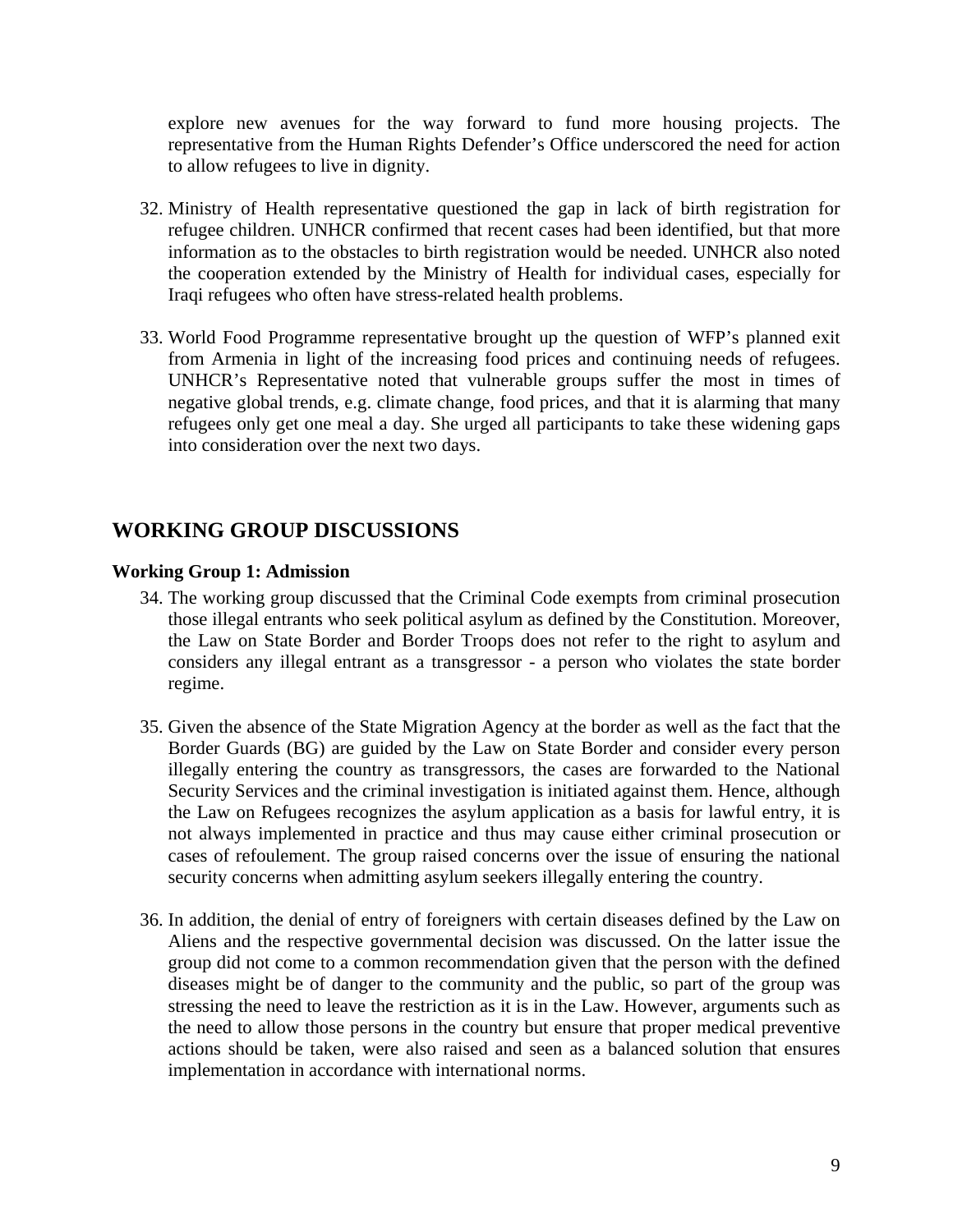explore new avenues for the way forward to fund more housing projects. The representative from the Human Rights Defender's Office underscored the need for action to allow refugees to live in dignity.

32. Ministry of Health representative questioned the gap in lack of birth registration for refugee children. UNHCR confirmed that recent cases had been identified, but that more information as to the obstacles to birth registration would be needed. UNHCR also noted the cooperation extended by the Ministry of Health for individual cases, especially for Iraqi refugees who often have stress-related health problems.

33. World Food Programme representative brought up the question of WFP's planned exit from Armenia in light of the increasing food prices and continuing needs of refugees. UNHCR's Representative noted that vulnerable groups suffer the most in times of negative global trends, e.g. climate change, food prices, and that it is alarming that many refugees only get one meal a day. She urged all participants to take these widening gaps into consideration over the next two days.

## WORKING GROUP DISCUSSIONS

### Working Group 1: Admission

34. The working group discussed that the Criminal Code exempts from criminal prosecution those illegal entrants who seek political asylum as defined by the Constitution. Moreover, the Law on State Border and Border Troops does not refer to the right to asylum and considers any illegal entrant as a transgressor - a person who violates the state border regime.

35. Given the absence of the State Migration Agency at the border as well as the fact that the Border Guards (BG) are guided by the Law on State Border and consider every person illegally entering the country as transgressors, the cases are forwarded to the National Security Services and the criminal investigation is initiated against them. Hence, although the Law on Refugees recognizes the asylum application as a basis for lawful entry, it is not always implemented in practice and thus may cause either criminal prosecution or cases of refoulement. The group raised concerns over the issue of ensuring the national security concerns when admitting asylum seekers illegally entering the country.

36. In addition, the denial of entry of foreigners with certain diseases defined by the Law on Aliens and the respective governmental decision was discussed. On the latter issue the group did not come to a common recommendation given that the person with the defined diseases might be of danger to the community and the public, so part of the group was stressing the need to leave the restriction as it is in the Law. However, arguments such as the need to allow those persons in the country but ensure that proper medical preventive actions should be taken, were also raised and seen as a balanced solution that ensures implementation in accordance with international norms.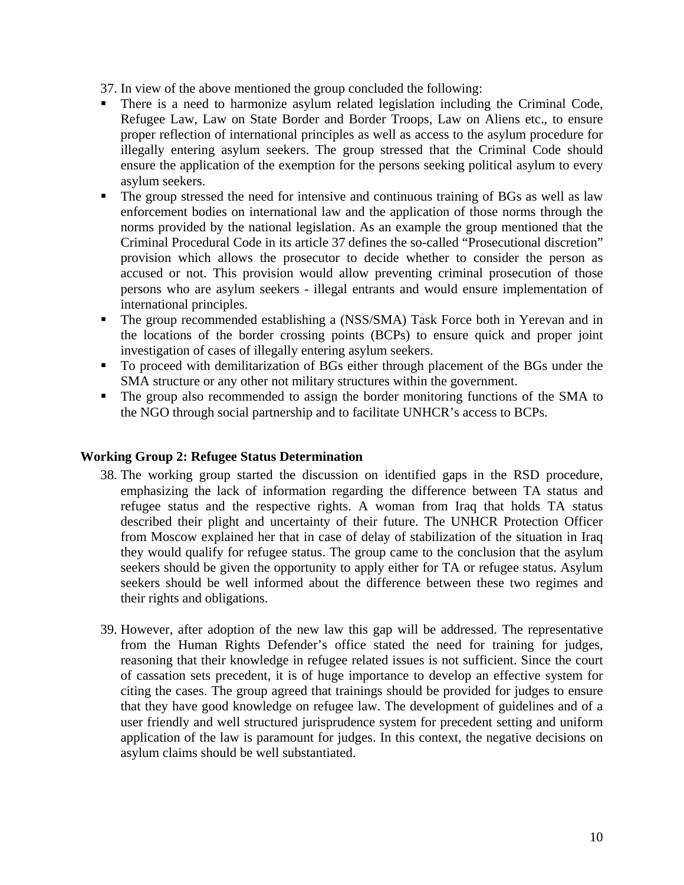37. In view of the above mentioned the group concluded the following:

- There is a need to harmonize asylum related legislation including the Criminal Code, Refugee Law, Law on State Border and Border Troops, Law on Aliens etc., to ensure proper reflection of international principles as well as access to the asylum procedure for illegally entering asylum seekers. The group stressed that the Criminal Code should ensure the application of the exemption for the persons seeking political asylum to every asylum seekers.
- The group stressed the need for intensive and continuous training of BGs as well as law enforcement bodies on international law and the application of those norms through the norms provided by the national legislation. As an example the group mentioned that the Criminal Procedural Code in its article 37 defines the so-called "Prosecutional discretion" provision which allows the prosecutor to decide whether to consider the person as accused or not. This provision would allow preventing criminal prosecution of those persons who are asylum seekers - illegal entrants and would ensure implementation of international principles.
- The group recommended establishing a (NSS/SMA) Task Force both in Yerevan and in the locations of the border crossing points (BCPs) to ensure quick and proper joint investigation of cases of illegally entering asylum seekers.
- To proceed with demilitarization of BGs either through placement of the BGs under the SMA structure or any other not military structures within the government.
- The group also recommended to assign the border monitoring functions of the SMA to the NGO through social partnership and to facilitate UNHCR's access to BCPs.

### Working Group 2: Refugee Status Determination

38. The working group started the discussion on identified gaps in the RSD procedure, emphasizing the lack of information regarding the difference between TA status and refugee status and the respective rights. A woman from Iraq that holds TA status described their plight and uncertainty of their future. The UNHCR Protection Officer from Moscow explained her that in case of delay of stabilization of the situation in Iraq they would qualify for refugee status. The group came to the conclusion that the asylum seekers should be given the opportunity to apply either for TA or refugee status. Asylum seekers should be well informed about the difference between these two regimes and their rights and obligations.

39. However, after adoption of the new law this gap will be addressed. The representative from the Human Rights Defender's office stated the need for training for judges, reasoning that their knowledge in refugee related issues is not sufficient. Since the court of cassation sets precedent, it is of huge importance to develop an effective system for citing the cases. The group agreed that trainings should be provided for judges to ensure that they have good knowledge on refugee law. The development of guidelines and of a user friendly and well structured jurisprudence system for precedent setting and uniform application of the law is paramount for judges. In this context, the negative decisions on asylum claims should be well substantiated.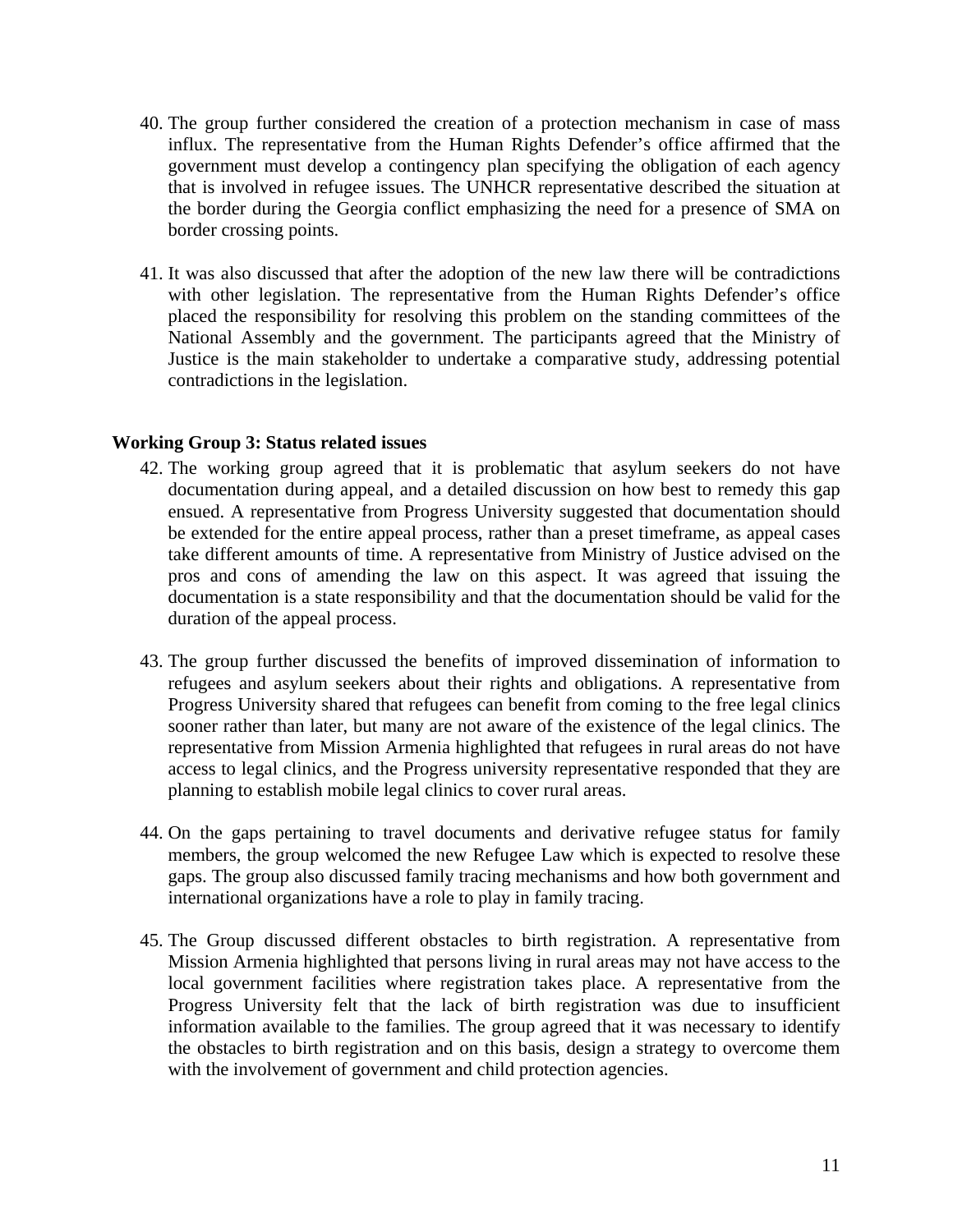40. The group further considered the creation of a protection mechanism in case of mass influx. The representative from the Human Rights Defender's office affirmed that the government must develop a contingency plan specifying the obligation of each agency that is involved in refugee issues. The UNHCR representative described the situation at the border during the Georgia conflict emphasizing the need for a presence of SMA on border crossing points.

41. It was also discussed that after the adoption of the new law there will be contradictions with other legislation. The representative from the Human Rights Defender's office placed the responsibility for resolving this problem on the standing committees of the National Assembly and the government. The participants agreed that the Ministry of Justice is the main stakeholder to undertake a comparative study, addressing potential contradictions in the legislation.

**Working Group 3: Status related issues**

42. The working group agreed that it is problematic that asylum seekers do not have documentation during appeal, and a detailed discussion on how best to remedy this gap ensued. A representative from Progress University suggested that documentation should be extended for the entire appeal process, rather than a preset timeframe, as appeal cases take different amounts of time. A representative from Ministry of Justice advised on the pros and cons of amending the law on this aspect. It was agreed that issuing the documentation is a state responsibility and that the documentation should be valid for the duration of the appeal process.

43. The group further discussed the benefits of improved dissemination of information to refugees and asylum seekers about their rights and obligations. A representative from Progress University shared that refugees can benefit from coming to the free legal clinics sooner rather than later, but many are not aware of the existence of the legal clinics. The representative from Mission Armenia highlighted that refugees in rural areas do not have access to legal clinics, and the Progress university representative responded that they are planning to establish mobile legal clinics to cover rural areas.

44. On the gaps pertaining to travel documents and derivative refugee status for family members, the group welcomed the new Refugee Law which is expected to resolve these gaps. The group also discussed family tracing mechanisms and how both government and international organizations have a role to play in family tracing.

45. The Group discussed different obstacles to birth registration. A representative from Mission Armenia highlighted that persons living in rural areas may not have access to the local government facilities where registration takes place. A representative from the Progress University felt that the lack of birth registration was due to insufficient information available to the families. The group agreed that it was necessary to identify the obstacles to birth registration and on this basis, design a strategy to overcome them with the involvement of government and child protection agencies.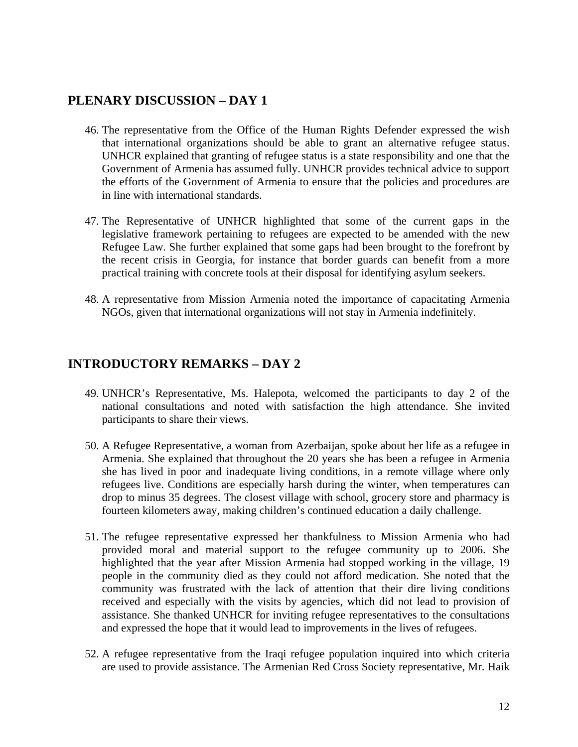## PLENARY DISCUSSION – DAY 1

46. The representative from the Office of the Human Rights Defender expressed the wish that international organizations should be able to grant an alternative refugee status. UNHCR explained that granting of refugee status is a state responsibility and one that the Government of Armenia has assumed fully. UNHCR provides technical advice to support the efforts of the Government of Armenia to ensure that the policies and procedures are in line with international standards.

47. The Representative of UNHCR highlighted that some of the current gaps in the legislative framework pertaining to refugees are expected to be amended with the new Refugee Law. She further explained that some gaps had been brought to the forefront by the recent crisis in Georgia, for instance that border guards can benefit from a more practical training with concrete tools at their disposal for identifying asylum seekers.

48. A representative from Mission Armenia noted the importance of capacitating Armenia NGOs, given that international organizations will not stay in Armenia indefinitely.

## INTRODUCTORY REMARKS – DAY 2

49. UNHCR's Representative, Ms. Halepota, welcomed the participants to day 2 of the national consultations and noted with satisfaction the high attendance. She invited participants to share their views.

50. A Refugee Representative, a woman from Azerbaijan, spoke about her life as a refugee in Armenia. She explained that throughout the 20 years she has been a refugee in Armenia she has lived in poor and inadequate living conditions, in a remote village where only refugees live. Conditions are especially harsh during the winter, when temperatures can drop to minus 35 degrees. The closest village with school, grocery store and pharmacy is fourteen kilometers away, making children's continued education a daily challenge.

51. The refugee representative expressed her thankfulness to Mission Armenia who had provided moral and material support to the refugee community up to 2006. She highlighted that the year after Mission Armenia had stopped working in the village, 19 people in the community died as they could not afford medication. She noted that the community was frustrated with the lack of attention that their dire living conditions received and especially with the visits by agencies, which did not lead to provision of assistance. She thanked UNHCR for inviting refugee representatives to the consultations and expressed the hope that it would lead to improvements in the lives of refugees.

52. A refugee representative from the Iraqi refugee population inquired into which criteria are used to provide assistance. The Armenian Red Cross Society representative, Mr. Haik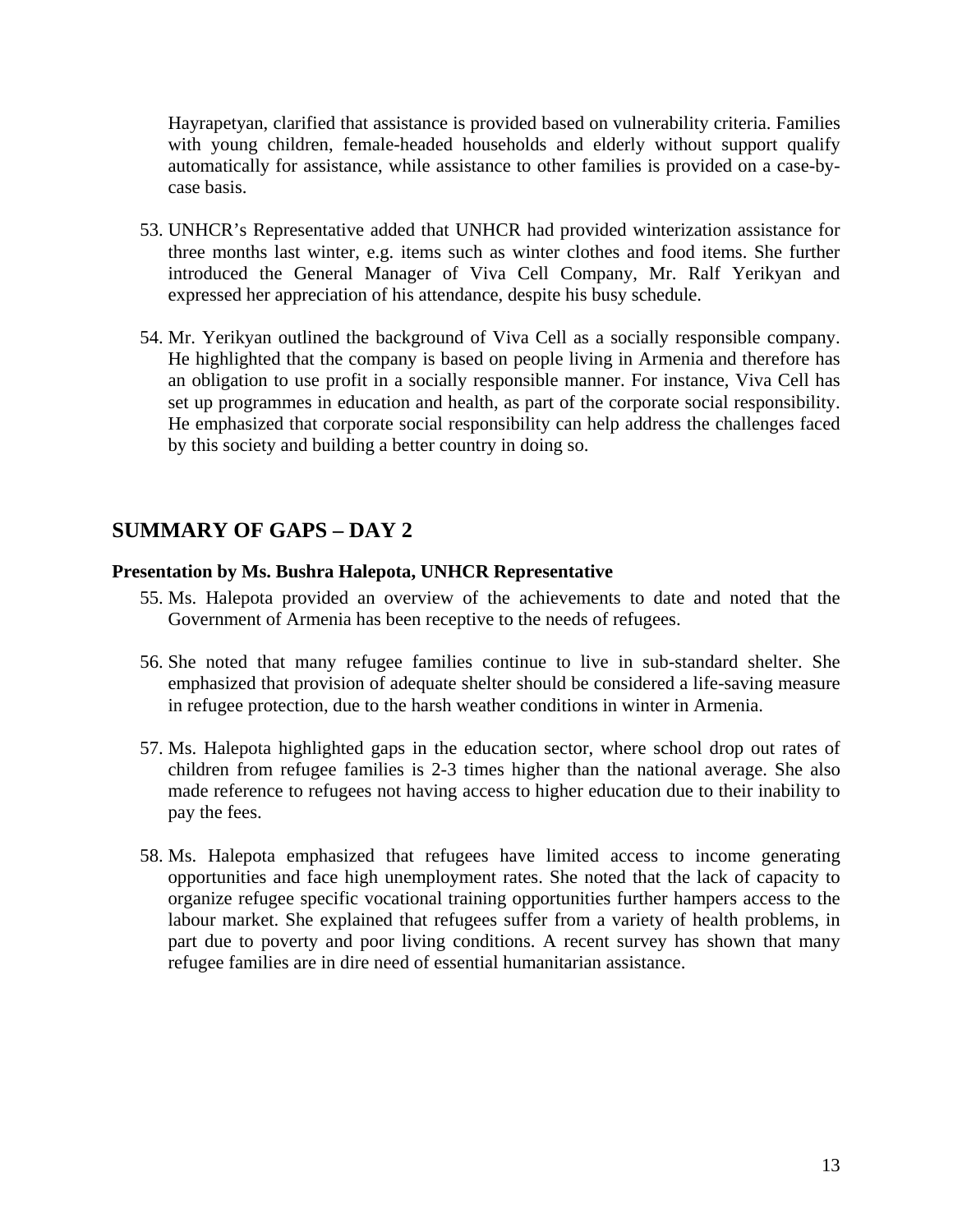Hayrapetyan, clarified that assistance is provided based on vulnerability criteria. Families with young children, female-headed households and elderly without support qualify automatically for assistance, while assistance to other families is provided on a case-by-case basis.

53. UNHCR's Representative added that UNHCR had provided winterization assistance for three months last winter, e.g. items such as winter clothes and food items. She further introduced the General Manager of Viva Cell Company, Mr. Ralf Yerikyan and expressed her appreciation of his attendance, despite his busy schedule.

54. Mr. Yerikyan outlined the background of Viva Cell as a socially responsible company. He highlighted that the company is based on people living in Armenia and therefore has an obligation to use profit in a socially responsible manner. For instance, Viva Cell has set up programmes in education and health, as part of the corporate social responsibility. He emphasized that corporate social responsibility can help address the challenges faced by this society and building a better country in doing so.

## SUMMARY OF GAPS – DAY 2

**Presentation by Ms. Bushra Halepota, UNHCR Representative**

55. Ms. Halepota provided an overview of the achievements to date and noted that the Government of Armenia has been receptive to the needs of refugees.

56. She noted that many refugee families continue to live in sub-standard shelter. She emphasized that provision of adequate shelter should be considered a life-saving measure in refugee protection, due to the harsh weather conditions in winter in Armenia.

57. Ms. Halepota highlighted gaps in the education sector, where school drop out rates of children from refugee families is 2-3 times higher than the national average. She also made reference to refugees not having access to higher education due to their inability to pay the fees.

58. Ms. Halepota emphasized that refugees have limited access to income generating opportunities and face high unemployment rates. She noted that the lack of capacity to organize refugee specific vocational training opportunities further hampers access to the labour market. She explained that refugees suffer from a variety of health problems, in part due to poverty and poor living conditions. A recent survey has shown that many refugee families are in dire need of essential humanitarian assistance.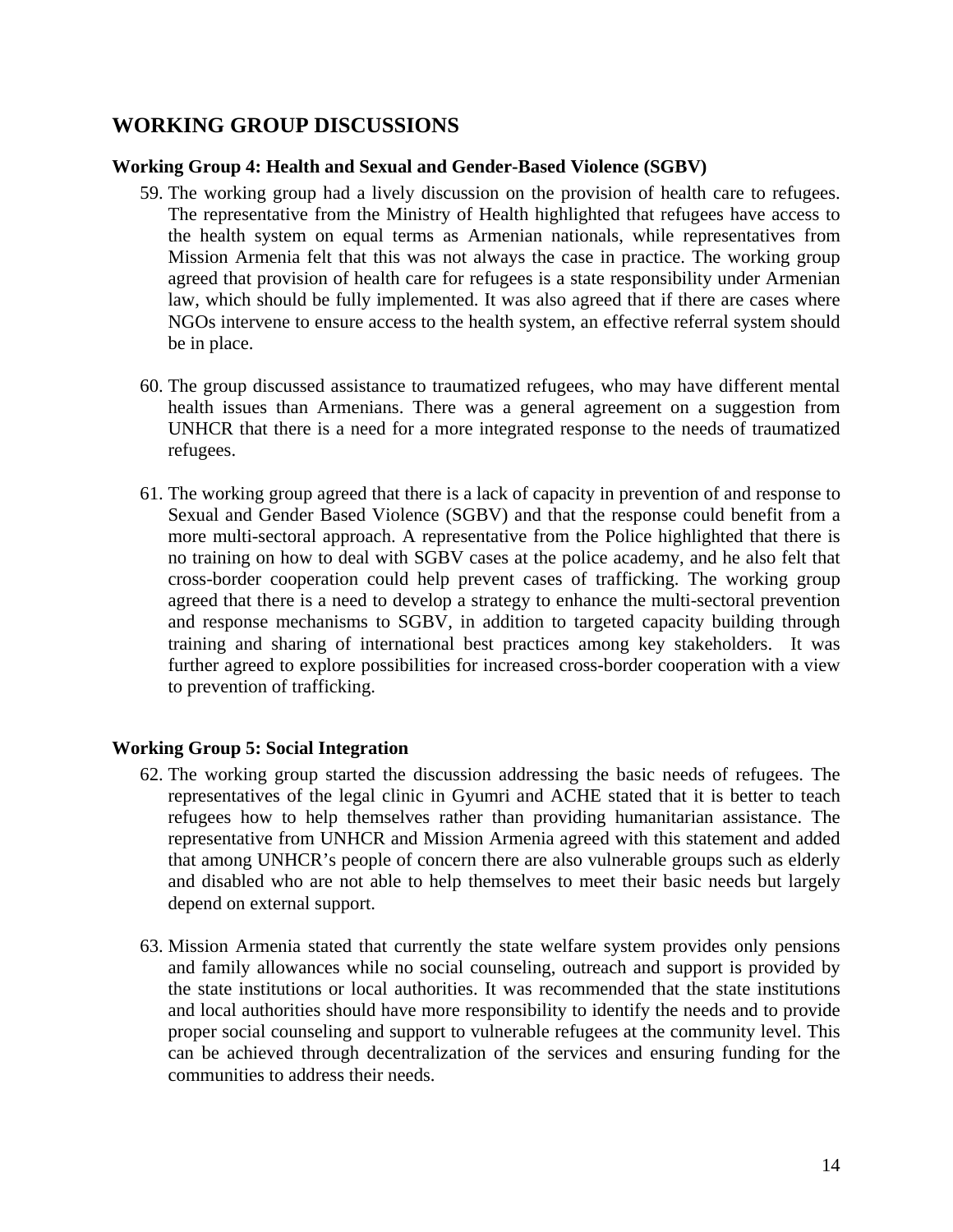## WORKING GROUP DISCUSSIONS

### Working Group 4: Health and Sexual and Gender-Based Violence (SGBV)

59. The working group had a lively discussion on the provision of health care to refugees. The representative from the Ministry of Health highlighted that refugees have access to the health system on equal terms as Armenian nationals, while representatives from Mission Armenia felt that this was not always the case in practice. The working group agreed that provision of health care for refugees is a state responsibility under Armenian law, which should be fully implemented. It was also agreed that if there are cases where NGOs intervene to ensure access to the health system, an effective referral system should be in place.

60. The group discussed assistance to traumatized refugees, who may have different mental health issues than Armenians. There was a general agreement on a suggestion from UNHCR that there is a need for a more integrated response to the needs of traumatized refugees.

61. The working group agreed that there is a lack of capacity in prevention of and response to Sexual and Gender Based Violence (SGBV) and that the response could benefit from a more multi-sectoral approach. A representative from the Police highlighted that there is no training on how to deal with SGBV cases at the police academy, and he also felt that cross-border cooperation could help prevent cases of trafficking. The working group agreed that there is a need to develop a strategy to enhance the multi-sectoral prevention and response mechanisms to SGBV, in addition to targeted capacity building through training and sharing of international best practices among key stakeholders. It was further agreed to explore possibilities for increased cross-border cooperation with a view to prevention of trafficking.

### Working Group 5: Social Integration

62. The working group started the discussion addressing the basic needs of refugees. The representatives of the legal clinic in Gyumri and ACHE stated that it is better to teach refugees how to help themselves rather than providing humanitarian assistance. The representative from UNHCR and Mission Armenia agreed with this statement and added that among UNHCR's people of concern there are also vulnerable groups such as elderly and disabled who are not able to help themselves to meet their basic needs but largely depend on external support.

63. Mission Armenia stated that currently the state welfare system provides only pensions and family allowances while no social counseling, outreach and support is provided by the state institutions or local authorities. It was recommended that the state institutions and local authorities should have more responsibility to identify the needs and to provide proper social counseling and support to vulnerable refugees at the community level. This can be achieved through decentralization of the services and ensuring funding for the communities to address their needs.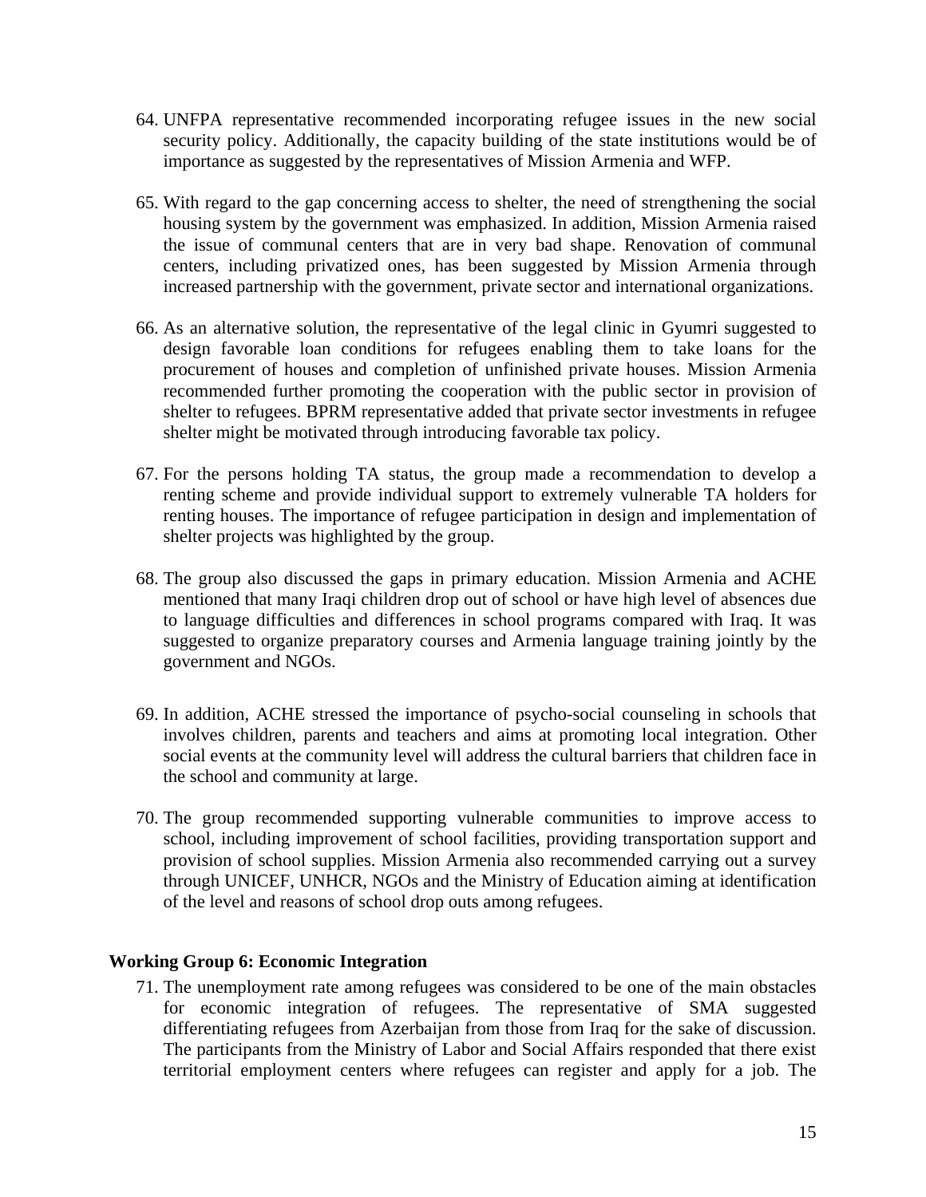64. UNFPA representative recommended incorporating refugee issues in the new social security policy. Additionally, the capacity building of the state institutions would be of importance as suggested by the representatives of Mission Armenia and WFP.

65. With regard to the gap concerning access to shelter, the need of strengthening the social housing system by the government was emphasized. In addition, Mission Armenia raised the issue of communal centers that are in very bad shape. Renovation of communal centers, including privatized ones, has been suggested by Mission Armenia through increased partnership with the government, private sector and international organizations.

66. As an alternative solution, the representative of the legal clinic in Gyumri suggested to design favorable loan conditions for refugees enabling them to take loans for the procurement of houses and completion of unfinished private houses. Mission Armenia recommended further promoting the cooperation with the public sector in provision of shelter to refugees. BPRM representative added that private sector investments in refugee shelter might be motivated through introducing favorable tax policy.

67. For the persons holding TA status, the group made a recommendation to develop a renting scheme and provide individual support to extremely vulnerable TA holders for renting houses. The importance of refugee participation in design and implementation of shelter projects was highlighted by the group.

68. The group also discussed the gaps in primary education. Mission Armenia and ACHE mentioned that many Iraqi children drop out of school or have high level of absences due to language difficulties and differences in school programs compared with Iraq. It was suggested to organize preparatory courses and Armenia language training jointly by the government and NGOs.

69. In addition, ACHE stressed the importance of psycho-social counseling in schools that involves children, parents and teachers and aims at promoting local integration. Other social events at the community level will address the cultural barriers that children face in the school and community at large.

70. The group recommended supporting vulnerable communities to improve access to school, including improvement of school facilities, providing transportation support and provision of school supplies. Mission Armenia also recommended carrying out a survey through UNICEF, UNHCR, NGOs and the Ministry of Education aiming at identification of the level and reasons of school drop outs among refugees.

**Working Group 6: Economic Integration**

71. The unemployment rate among refugees was considered to be one of the main obstacles for economic integration of refugees. The representative of SMA suggested differentiating refugees from Azerbaijan from those from Iraq for the sake of discussion. The participants from the Ministry of Labor and Social Affairs responded that there exist territorial employment centers where refugees can register and apply for a job. The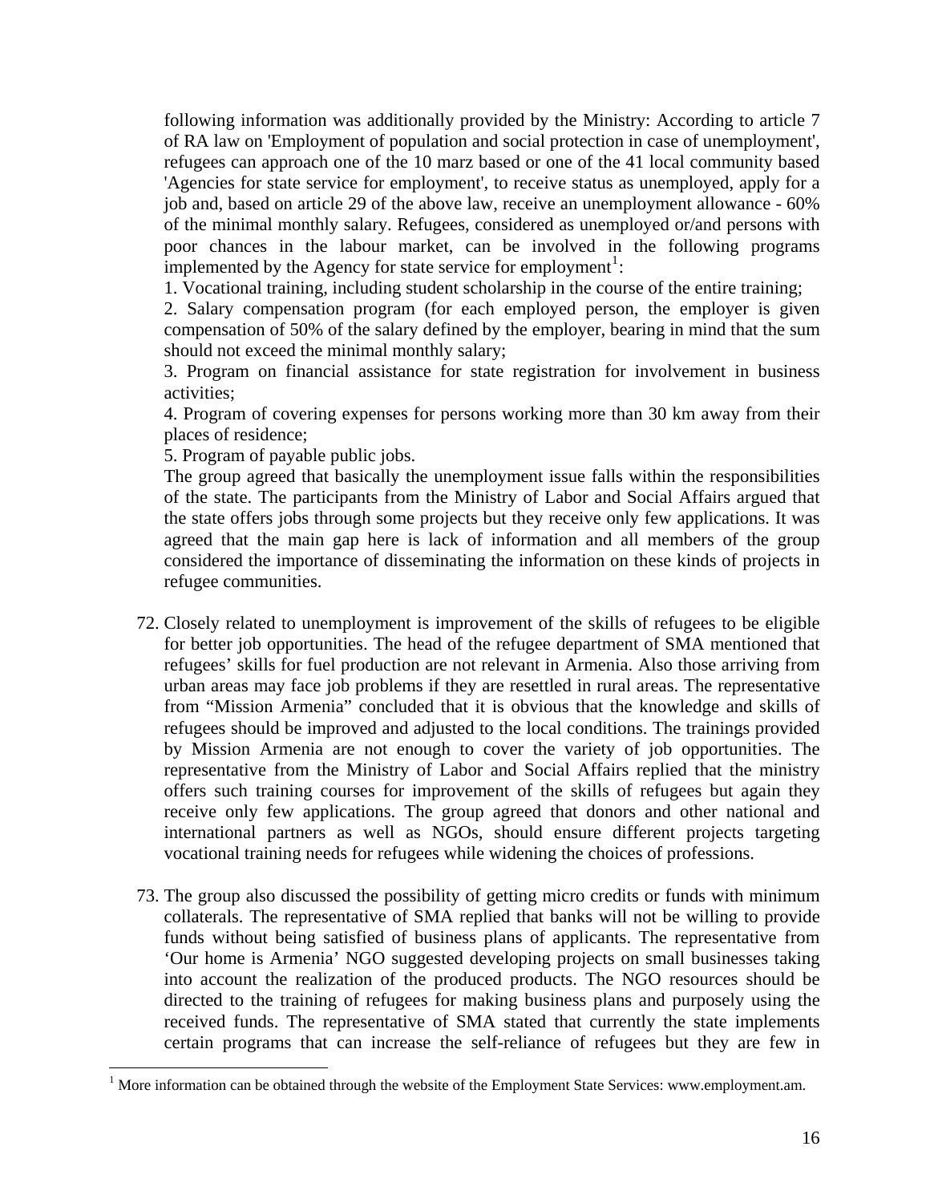following information was additionally provided by the Ministry: According to article 7 of RA law on 'Employment of population and social protection in case of unemployment', refugees can approach one of the 10 marz based or one of the 41 local community based 'Agencies for state service for employment', to receive status as unemployed, apply for a job and, based on article 29 of the above law, receive an unemployment allowance - 60% of the minimal monthly salary. Refugees, considered as unemployed or/and persons with poor chances in the labour market, can be involved in the following programs implemented by the Agency for state service for employment[1]:

1. Vocational training, including student scholarship in the course of the entire training;
2. Salary compensation program (for each employed person, the employer is given compensation of 50% of the salary defined by the employer, bearing in mind that the sum should not exceed the minimal monthly salary;
3. Program on financial assistance for state registration for involvement in business activities;
4. Program of covering expenses for persons working more than 30 km away from their places of residence;
5. Program of payable public jobs.

The group agreed that basically the unemployment issue falls within the responsibilities of the state. The participants from the Ministry of Labor and Social Affairs argued that the state offers jobs through some projects but they receive only few applications. It was agreed that the main gap here is lack of information and all members of the group considered the importance of disseminating the information on these kinds of projects in refugee communities.

72. Closely related to unemployment is improvement of the skills of refugees to be eligible for better job opportunities. The head of the refugee department of SMA mentioned that refugees' skills for fuel production are not relevant in Armenia. Also those arriving from urban areas may face job problems if they are resettled in rural areas. The representative from "Mission Armenia" concluded that it is obvious that the knowledge and skills of refugees should be improved and adjusted to the local conditions. The trainings provided by Mission Armenia are not enough to cover the variety of job opportunities. The representative from the Ministry of Labor and Social Affairs replied that the ministry offers such training courses for improvement of the skills of refugees but again they receive only few applications. The group agreed that donors and other national and international partners as well as NGOs, should ensure different projects targeting vocational training needs for refugees while widening the choices of professions.

73. The group also discussed the possibility of getting micro credits or funds with minimum collaterals. The representative of SMA replied that banks will not be willing to provide funds without being satisfied of business plans of applicants. The representative from 'Our home is Armenia' NGO suggested developing projects on small businesses taking into account the realization of the produced products. The NGO resources should be directed to the training of refugees for making business plans and purposely using the received funds. The representative of SMA stated that currently the state implements certain programs that can increase the self-reliance of refugees but they are few in

[1] More information can be obtained through the website of the Employment State Services: www.employment.am.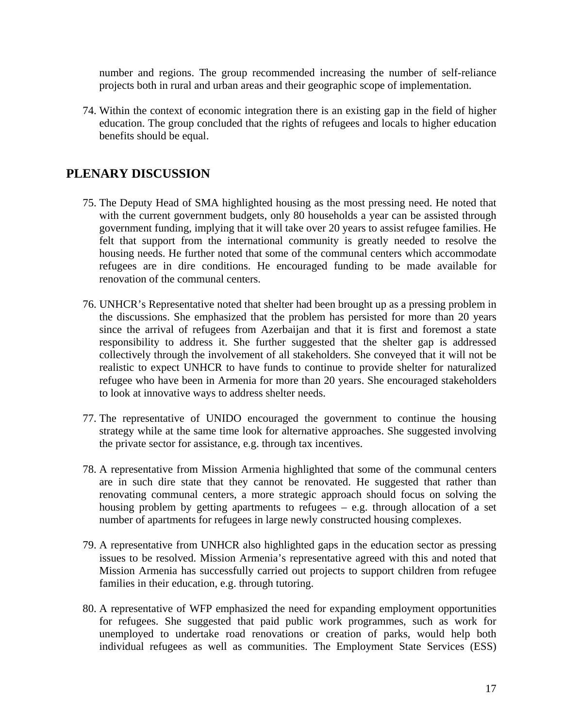number and regions. The group recommended increasing the number of self-reliance projects both in rural and urban areas and their geographic scope of implementation.

74. Within the context of economic integration there is an existing gap in the field of higher education. The group concluded that the rights of refugees and locals to higher education benefits should be equal.

## PLENARY DISCUSSION

75. The Deputy Head of SMA highlighted housing as the most pressing need. He noted that with the current government budgets, only 80 households a year can be assisted through government funding, implying that it will take over 20 years to assist refugee families. He felt that support from the international community is greatly needed to resolve the housing needs. He further noted that some of the communal centers which accommodate refugees are in dire conditions. He encouraged funding to be made available for renovation of the communal centers.

76. UNHCR's Representative noted that shelter had been brought up as a pressing problem in the discussions. She emphasized that the problem has persisted for more than 20 years since the arrival of refugees from Azerbaijan and that it is first and foremost a state responsibility to address it. She further suggested that the shelter gap is addressed collectively through the involvement of all stakeholders. She conveyed that it will not be realistic to expect UNHCR to have funds to continue to provide shelter for naturalized refugee who have been in Armenia for more than 20 years. She encouraged stakeholders to look at innovative ways to address shelter needs.

77. The representative of UNIDO encouraged the government to continue the housing strategy while at the same time look for alternative approaches. She suggested involving the private sector for assistance, e.g. through tax incentives.

78. A representative from Mission Armenia highlighted that some of the communal centers are in such dire state that they cannot be renovated. He suggested that rather than renovating communal centers, a more strategic approach should focus on solving the housing problem by getting apartments to refugees – e.g. through allocation of a set number of apartments for refugees in large newly constructed housing complexes.

79. A representative from UNHCR also highlighted gaps in the education sector as pressing issues to be resolved. Mission Armenia's representative agreed with this and noted that Mission Armenia has successfully carried out projects to support children from refugee families in their education, e.g. through tutoring.

80. A representative of WFP emphasized the need for expanding employment opportunities for refugees. She suggested that paid public work programmes, such as work for unemployed to undertake road renovations or creation of parks, would help both individual refugees as well as communities. The Employment State Services (ESS)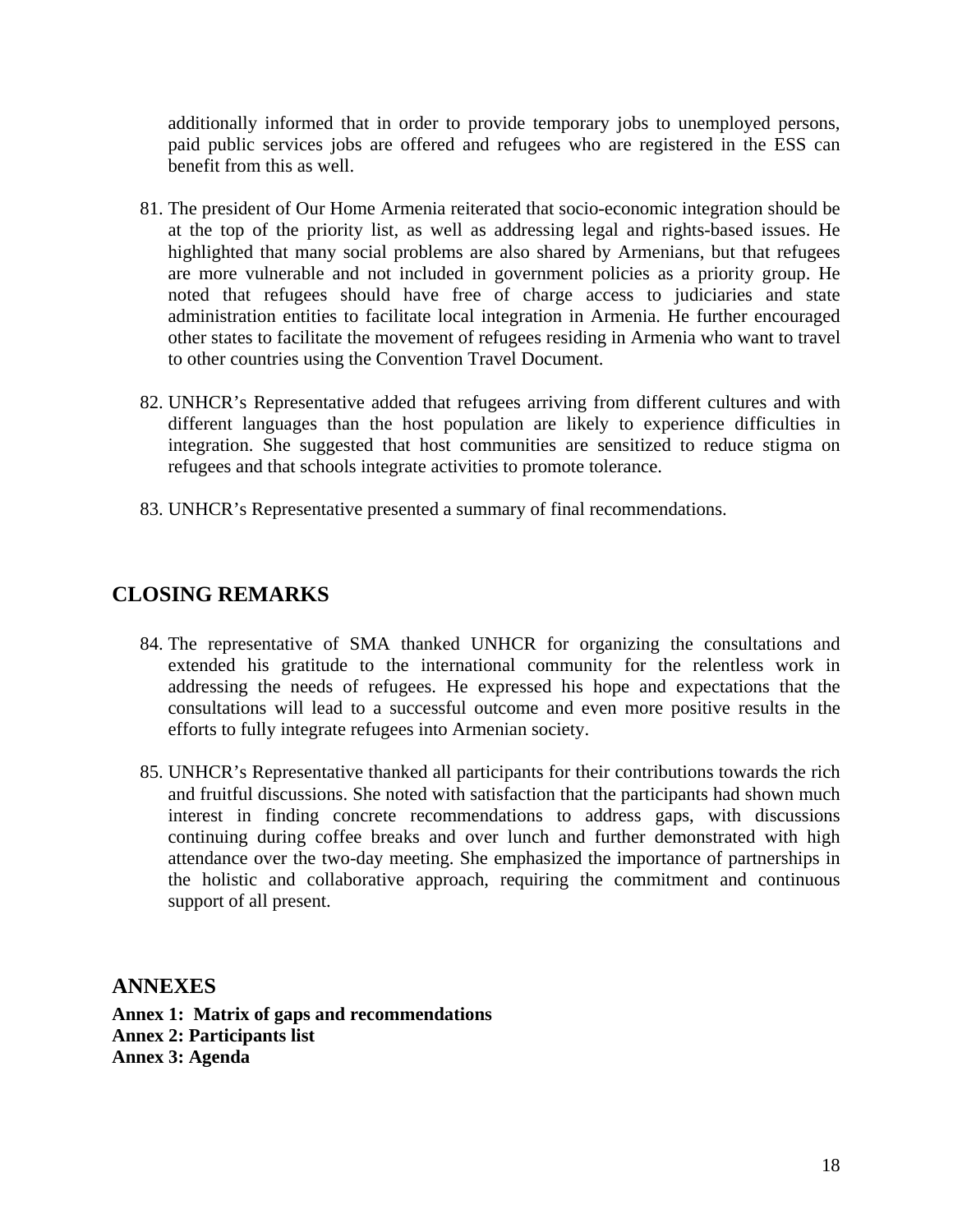additionally informed that in order to provide temporary jobs to unemployed persons, paid public services jobs are offered and refugees who are registered in the ESS can benefit from this as well.

81. The president of Our Home Armenia reiterated that socio-economic integration should be at the top of the priority list, as well as addressing legal and rights-based issues. He highlighted that many social problems are also shared by Armenians, but that refugees are more vulnerable and not included in government policies as a priority group. He noted that refugees should have free of charge access to judiciaries and state administration entities to facilitate local integration in Armenia. He further encouraged other states to facilitate the movement of refugees residing in Armenia who want to travel to other countries using the Convention Travel Document.

82. UNHCR's Representative added that refugees arriving from different cultures and with different languages than the host population are likely to experience difficulties in integration. She suggested that host communities are sensitized to reduce stigma on refugees and that schools integrate activities to promote tolerance.

83. UNHCR's Representative presented a summary of final recommendations.

## CLOSING REMARKS

84. The representative of SMA thanked UNHCR for organizing the consultations and extended his gratitude to the international community for the relentless work in addressing the needs of refugees. He expressed his hope and expectations that the consultations will lead to a successful outcome and even more positive results in the efforts to fully integrate refugees into Armenian society.

85. UNHCR's Representative thanked all participants for their contributions towards the rich and fruitful discussions. She noted with satisfaction that the participants had shown much interest in finding concrete recommendations to address gaps, with discussions continuing during coffee breaks and over lunch and further demonstrated with high attendance over the two-day meeting. She emphasized the importance of partnerships in the holistic and collaborative approach, requiring the commitment and continuous support of all present.

## ANNEXES

**Annex 1: Matrix of gaps and recommendations**
**Annex 2: Participants list**
**Annex 3: Agenda**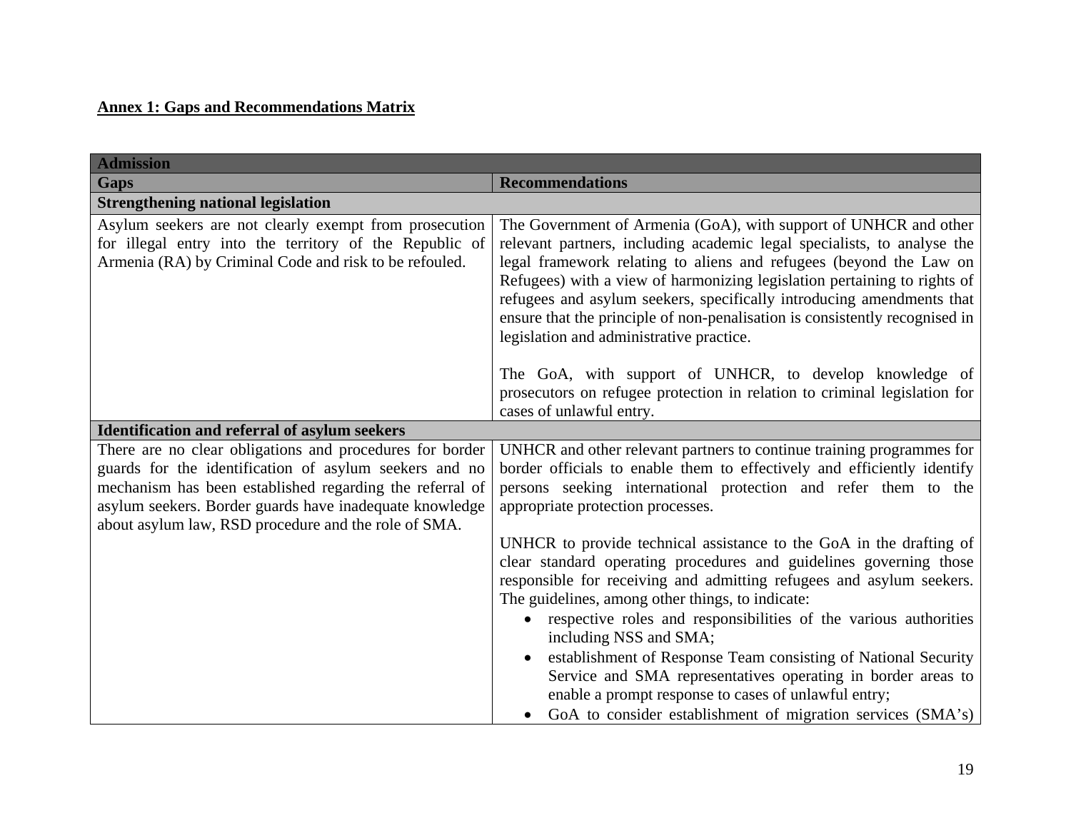**Annex 1: Gaps and Recommendations Matrix**

| **Admission** | |
|---|---|
| **Gaps** | **Recommendations** |
| **Strengthening national legislation** | |
| Asylum seekers are not clearly exempt from prosecution for illegal entry into the territory of the Republic of Armenia (RA) by Criminal Code and risk to be refouled. | The Government of Armenia (GoA), with support of UNHCR and other relevant partners, including academic legal specialists, to analyse the legal framework relating to aliens and refugees (beyond the Law on Refugees) with a view of harmonizing legislation pertaining to rights of refugees and asylum seekers, specifically introducing amendments that ensure that the principle of non-penalisation is consistently recognised in legislation and administrative practice.<br><br>The GoA, with support of UNHCR, to develop knowledge of prosecutors on refugee protection in relation to criminal legislation for cases of unlawful entry. |
| **Identification and referral of asylum seekers** | |
| There are no clear obligations and procedures for border guards for the identification of asylum seekers and no mechanism has been established regarding the referral of asylum seekers. Border guards have inadequate knowledge about asylum law, RSD procedure and the role of SMA. | UNHCR and other relevant partners to continue training programmes for border officials to enable them to effectively and efficiently identify persons seeking international protection and refer them to the appropriate protection processes.<br><br>UNHCR to provide technical assistance to the GoA in the drafting of clear standard operating procedures and guidelines governing those responsible for receiving and admitting refugees and asylum seekers. The guidelines, among other things, to indicate:<br>• respective roles and responsibilities of the various authorities including NSS and SMA;<br>• establishment of Response Team consisting of National Security Service and SMA representatives operating in border areas to enable a prompt response to cases of unlawful entry;<br>• GoA to consider establishment of migration services (SMA's) |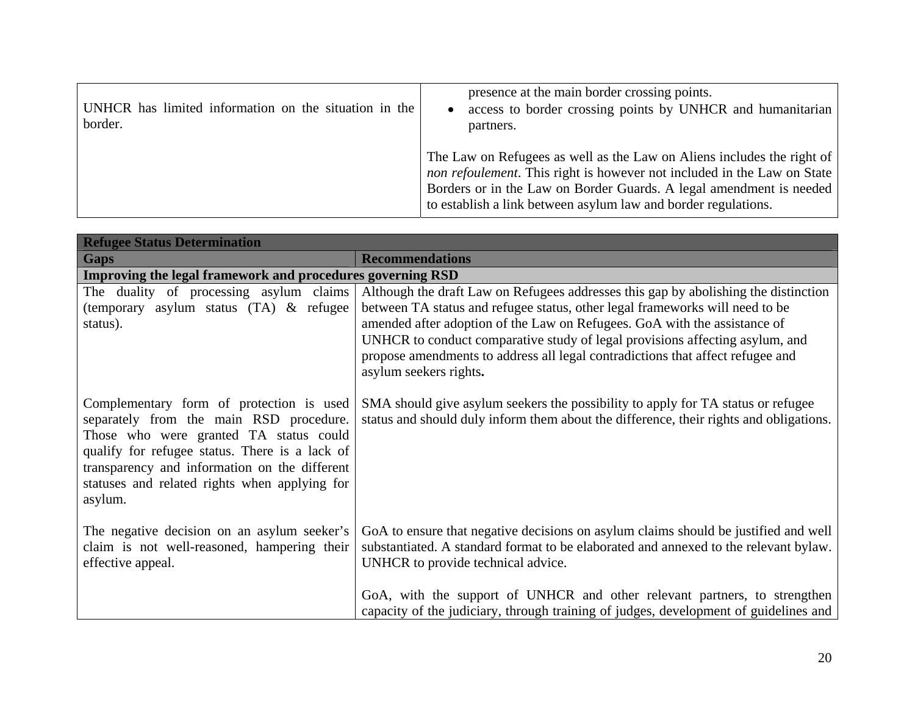| | |
|---|---|
| UNHCR has limited information on the situation in the border. | presence at the main border crossing points.<br>• access to border crossing points by UNHCR and humanitarian partners.<br><br>The Law on Refugees as well as the Law on Aliens includes the right of *non refoulement*. This right is however not included in the Law on State Borders or in the Law on Border Guards. A legal amendment is needed to establish a link between asylum law and border regulations. |

| **Refugee Status Determination** | |
|---|---|
| **Gaps** | **Recommendations** |
| **Improving the legal framework and procedures governing RSD** | |
| The duality of processing asylum claims (temporary asylum status (TA) & refugee status). | Although the draft Law on Refugees addresses this gap by abolishing the distinction between TA status and refugee status, other legal frameworks will need to be amended after adoption of the Law on Refugees. GoA with the assistance of UNHCR to conduct comparative study of legal provisions affecting asylum, and propose amendments to address all legal contradictions that affect refugee and asylum seekers rights**.** |
| Complementary form of protection is used separately from the main RSD procedure. Those who were granted TA status could qualify for refugee status. There is a lack of transparency and information on the different statuses and related rights when applying for asylum. | SMA should give asylum seekers the possibility to apply for TA status or refugee status and should duly inform them about the difference, their rights and obligations. |
| The negative decision on an asylum seeker's claim is not well-reasoned, hampering their effective appeal. | GoA to ensure that negative decisions on asylum claims should be justified and well substantiated. A standard format to be elaborated and annexed to the relevant bylaw. UNHCR to provide technical advice.<br><br>GoA, with the support of UNHCR and other relevant partners, to strengthen capacity of the judiciary, through training of judges, development of guidelines and |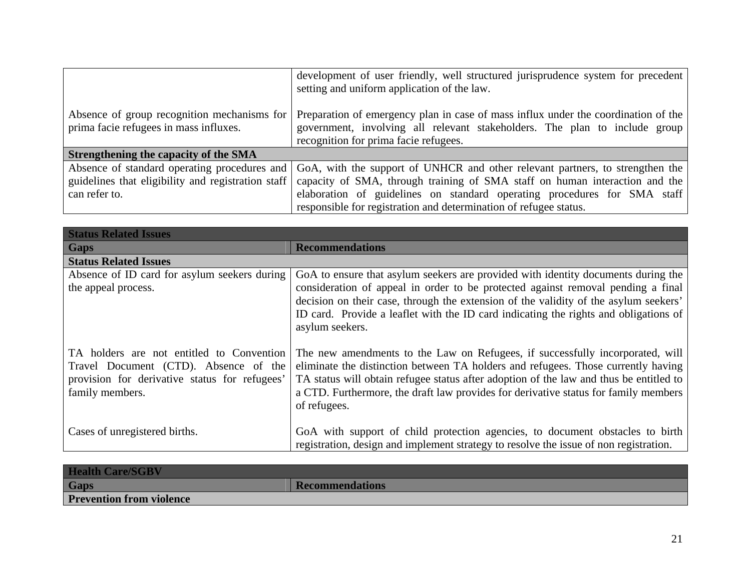| | |
|---|---|
| | development of user friendly, well structured jurisprudence system for precedent setting and uniform application of the law. |
| Absence of group recognition mechanisms for prima facie refugees in mass influxes. | Preparation of emergency plan in case of mass influx under the coordination of the government, involving all relevant stakeholders. The plan to include group recognition for prima facie refugees. |
| **Strengthening the capacity of the SMA** | |
| Absence of standard operating procedures and guidelines that eligibility and registration staff can refer to. | GoA, with the support of UNHCR and other relevant partners, to strengthen the capacity of SMA, through training of SMA staff on human interaction and the elaboration of guidelines on standard operating procedures for SMA staff responsible for registration and determination of refugee status. |

| **Status Related Issues** | |
|---|---|
| **Gaps** | **Recommendations** |
| **Status Related Issues** | |
| Absence of ID card for asylum seekers during the appeal process. | GoA to ensure that asylum seekers are provided with identity documents during the consideration of appeal in order to be protected against removal pending a final decision on their case, through the extension of the validity of the asylum seekers' ID card. Provide a leaflet with the ID card indicating the rights and obligations of asylum seekers. |
| TA holders are not entitled to Convention Travel Document (CTD). Absence of the provision for derivative status for refugees' family members. | The new amendments to the Law on Refugees, if successfully incorporated, will eliminate the distinction between TA holders and refugees. Those currently having TA status will obtain refugee status after adoption of the law and thus be entitled to a CTD. Furthermore, the draft law provides for derivative status for family members of refugees. |
| Cases of unregistered births. | GoA with support of child protection agencies, to document obstacles to birth registration, design and implement strategy to resolve the issue of non registration. |

| **Health Care/SGBV** | |
|---|---|
| **Gaps** | **Recommendations** |
| **Prevention from violence** | |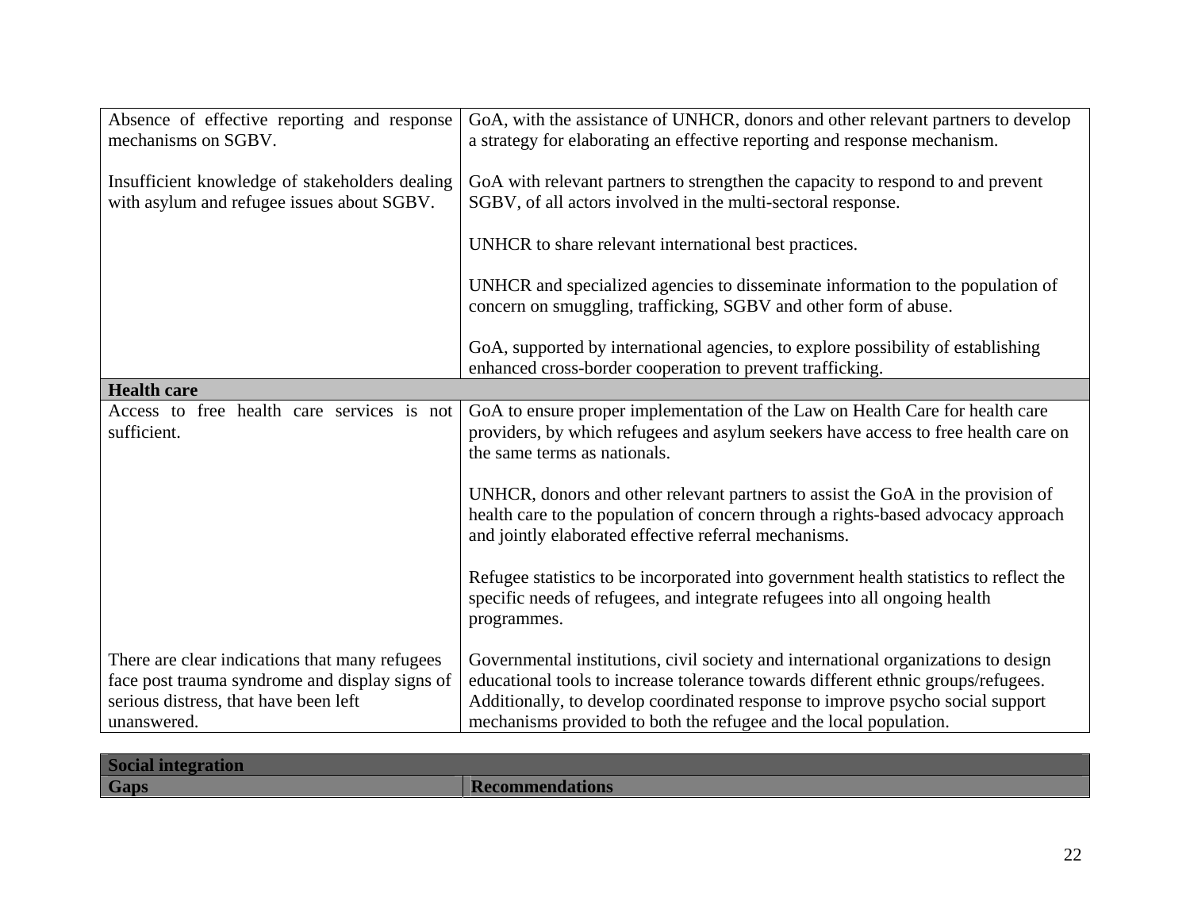| | |
|---|---|
| Absence of effective reporting and response mechanisms on SGBV.<br><br>Insufficient knowledge of stakeholders dealing with asylum and refugee issues about SGBV. | GoA, with the assistance of UNHCR, donors and other relevant partners to develop a strategy for elaborating an effective reporting and response mechanism.<br><br>GoA with relevant partners to strengthen the capacity to respond to and prevent SGBV, of all actors involved in the multi-sectoral response.<br><br>UNHCR to share relevant international best practices.<br><br>UNHCR and specialized agencies to disseminate information to the population of concern on smuggling, trafficking, SGBV and other form of abuse.<br><br>GoA, supported by international agencies, to explore possibility of establishing enhanced cross-border cooperation to prevent trafficking. |
| **Health care** | |
| Access to free health care services is not sufficient. | GoA to ensure proper implementation of the Law on Health Care for health care providers, by which refugees and asylum seekers have access to free health care on the same terms as nationals.<br><br>UNHCR, donors and other relevant partners to assist the GoA in the provision of health care to the population of concern through a rights-based advocacy approach and jointly elaborated effective referral mechanisms.<br><br>Refugee statistics to be incorporated into government health statistics to reflect the specific needs of refugees, and integrate refugees into all ongoing health programmes. |
| There are clear indications that many refugees face post trauma syndrome and display signs of serious distress, that have been left unanswered. | Governmental institutions, civil society and international organizations to design educational tools to increase tolerance towards different ethnic groups/refugees. Additionally, to develop coordinated response to improve psycho social support mechanisms provided to both the refugee and the local population. |

| **Social integration** | |
|---|---|
| **Gaps** | **Recommendations** |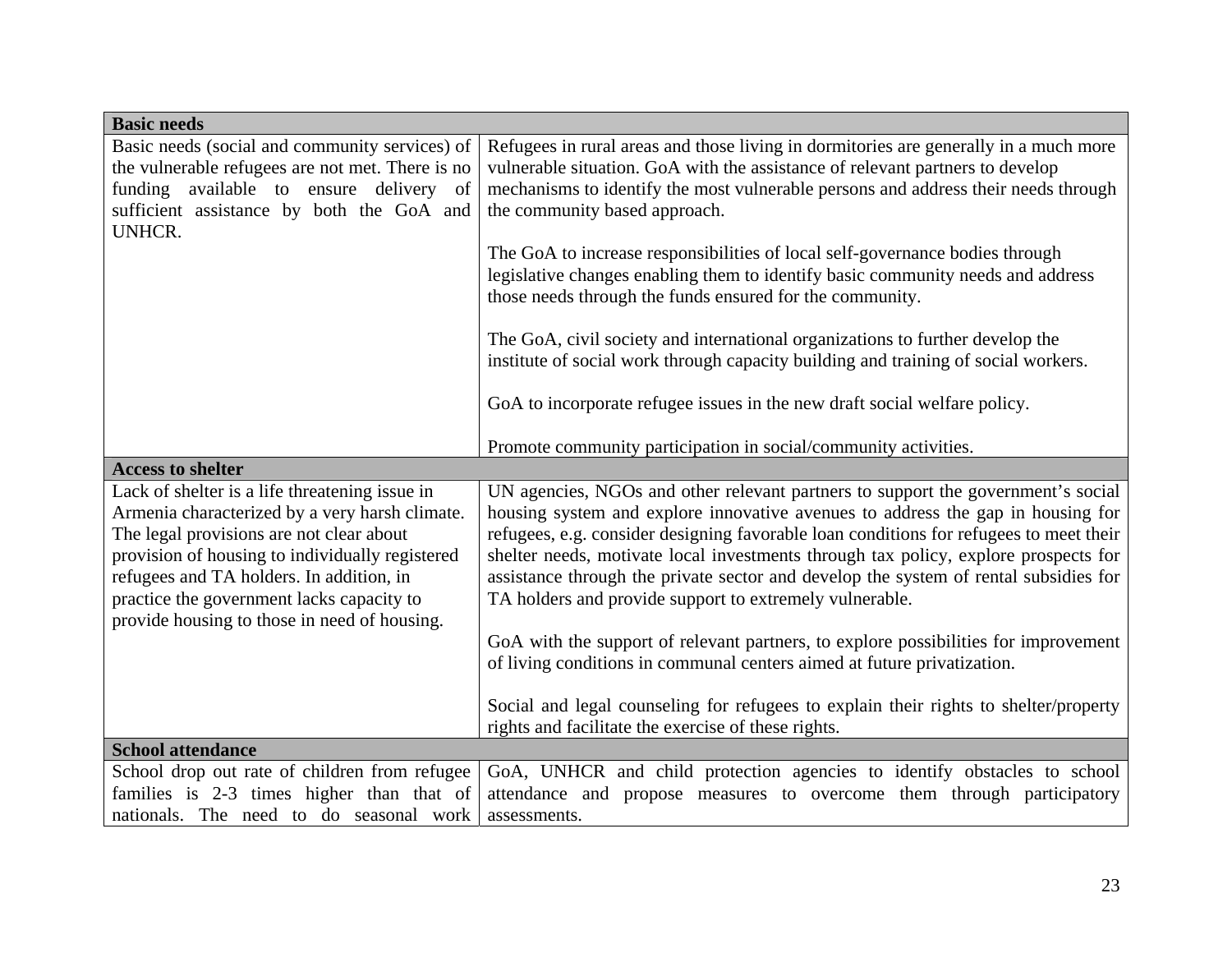| Basic needs | |
|---|---|
| Basic needs (social and community services) of the vulnerable refugees are not met. There is no funding available to ensure delivery of sufficient assistance by both the GoA and UNHCR. | Refugees in rural areas and those living in dormitories are generally in a much more vulnerable situation. GoA with the assistance of relevant partners to develop mechanisms to identify the most vulnerable persons and address their needs through the community based approach.<br><br>The GoA to increase responsibilities of local self-governance bodies through legislative changes enabling them to identify basic community needs and address those needs through the funds ensured for the community.<br><br>The GoA, civil society and international organizations to further develop the institute of social work through capacity building and training of social workers.<br><br>GoA to incorporate refugee issues in the new draft social welfare policy.<br><br>Promote community participation in social/community activities. |
| **Access to shelter** | |
| Lack of shelter is a life threatening issue in Armenia characterized by a very harsh climate. The legal provisions are not clear about provision of housing to individually registered refugees and TA holders. In addition, in practice the government lacks capacity to provide housing to those in need of housing. | UN agencies, NGOs and other relevant partners to support the government's social housing system and explore innovative avenues to address the gap in housing for refugees, e.g. consider designing favorable loan conditions for refugees to meet their shelter needs, motivate local investments through tax policy, explore prospects for assistance through the private sector and develop the system of rental subsidies for TA holders and provide support to extremely vulnerable.<br><br>GoA with the support of relevant partners, to explore possibilities for improvement of living conditions in communal centers aimed at future privatization.<br><br>Social and legal counseling for refugees to explain their rights to shelter/property rights and facilitate the exercise of these rights. |
| **School attendance** | |
| School drop out rate of children from refugee families is 2-3 times higher than that of nationals. The need to do seasonal work | GoA, UNHCR and child protection agencies to identify obstacles to school attendance and propose measures to overcome them through participatory assessments. |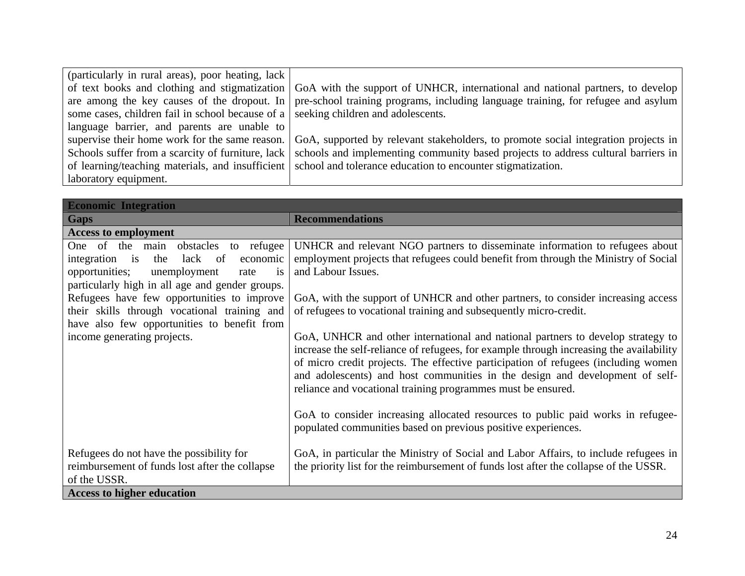| | |
|---|---|
| (particularly in rural areas), poor heating, lack of text books and clothing and stigmatization are among the key causes of the dropout. In some cases, children fail in school because of a language barrier, and parents are unable to supervise their home work for the same reason. Schools suffer from a scarcity of furniture, lack of learning/teaching materials, and insufficient laboratory equipment. | GoA with the support of UNHCR, international and national partners, to develop pre-school training programs, including language training, for refugee and asylum seeking children and adolescents.<br><br>GoA, supported by relevant stakeholders, to promote social integration projects in schools and implementing community based projects to address cultural barriers in school and tolerance education to encounter stigmatization. |

| **Economic Integration** | |
|---|---|
| **Gaps** | **Recommendations** |
| **Access to employment** | |
| One of the main obstacles to refugee integration is the lack of economic opportunities; unemployment rate is particularly high in all age and gender groups. Refugees have few opportunities to improve their skills through vocational training and have also few opportunities to benefit from income generating projects. | UNHCR and relevant NGO partners to disseminate information to refugees about employment projects that refugees could benefit from through the Ministry of Social and Labour Issues.<br><br>GoA, with the support of UNHCR and other partners, to consider increasing access of refugees to vocational training and subsequently micro-credit.<br><br>GoA, UNHCR and other international and national partners to develop strategy to increase the self-reliance of refugees, for example through increasing the availability of micro credit projects. The effective participation of refugees (including women and adolescents) and host communities in the design and development of self-reliance and vocational training programmes must be ensured.<br><br>GoA to consider increasing allocated resources to public paid works in refugee-populated communities based on previous positive experiences. |
| Refugees do not have the possibility for reimbursement of funds lost after the collapse of the USSR. | GoA, in particular the Ministry of Social and Labor Affairs, to include refugees in the priority list for the reimbursement of funds lost after the collapse of the USSR. |
| **Access to higher education** | |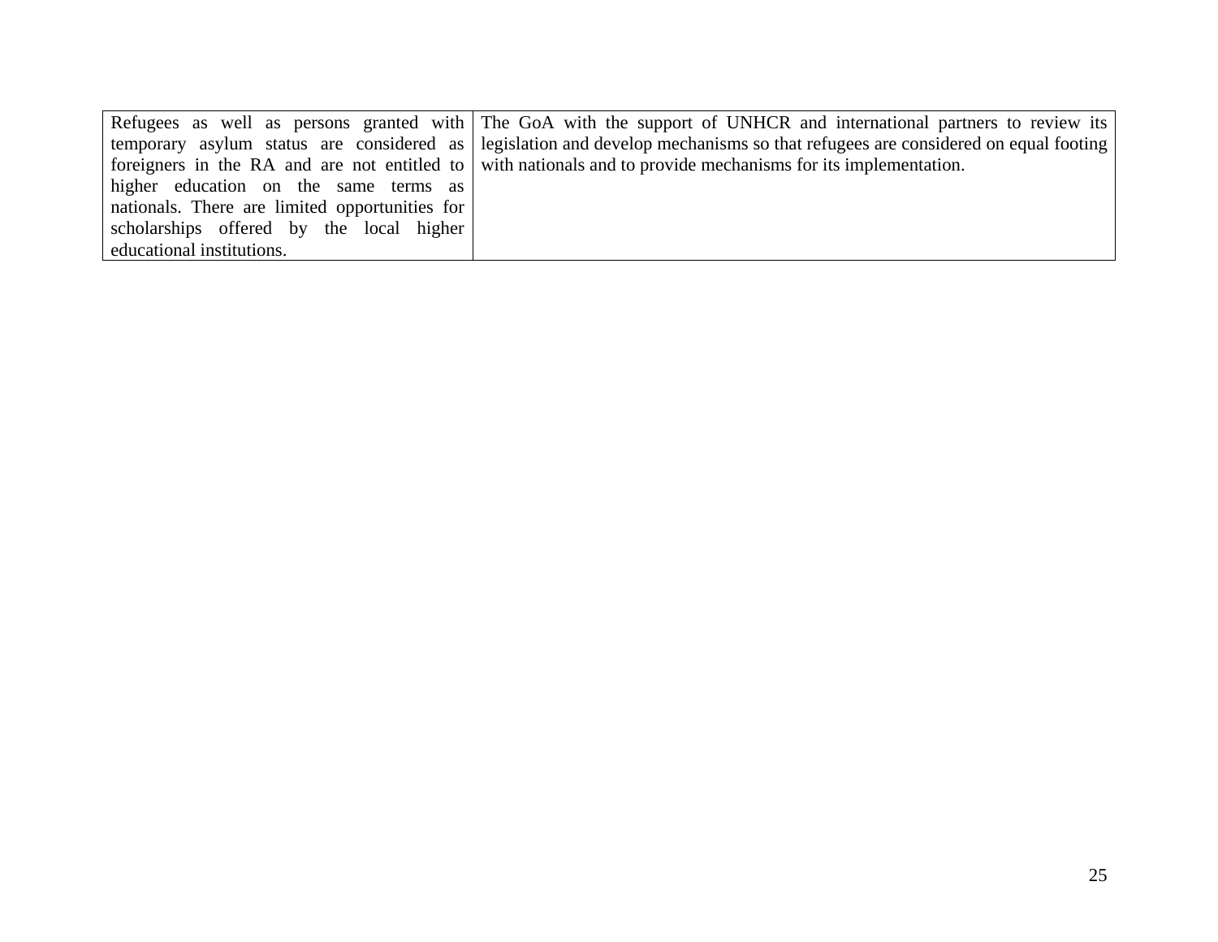| | |
|---|---|
| Refugees as well as persons granted with temporary asylum status are considered as foreigners in the RA and are not entitled to higher education on the same terms as nationals. There are limited opportunities for scholarships offered by the local higher educational institutions. | The GoA with the support of UNHCR and international partners to review its legislation and develop mechanisms so that refugees are considered on equal footing with nationals and to provide mechanisms for its implementation. |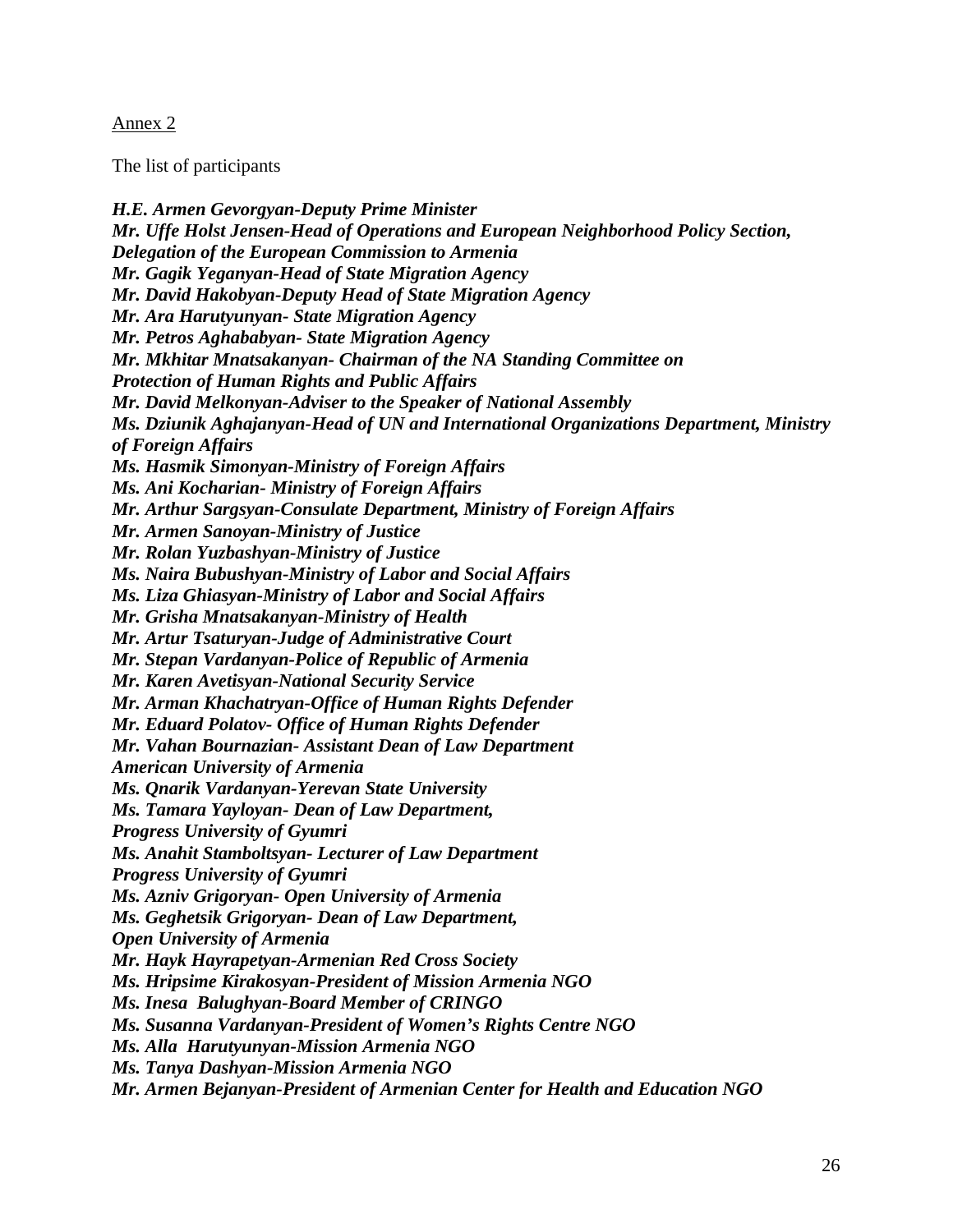<u>Annex 2</u>

The list of participants

***H.E. Armen Gevorgyan-Deputy Prime Minister***
***Mr. Uffe Holst Jensen-Head of Operations and European Neighborhood Policy Section, Delegation of the European Commission to Armenia***
***Mr. Gagik Yeganyan-Head of State Migration Agency***
***Mr. David Hakobyan-Deputy Head of State Migration Agency***
***Mr. Ara Harutyunyan- State Migration Agency***
***Mr. Petros Aghababyan- State Migration Agency***
***Mr. Mkhitar Mnatsakanyan- Chairman of the NA Standing Committee on Protection of Human Rights and Public Affairs***
***Mr. David Melkonyan-Adviser to the Speaker of National Assembly***
***Ms. Dziunik Aghajanyan-Head of UN and International Organizations Department, Ministry of Foreign Affairs***
***Ms. Hasmik Simonyan-Ministry of Foreign Affairs***
***Ms. Ani Kocharian- Ministry of Foreign Affairs***
***Mr. Arthur Sargsyan-Consulate Department, Ministry of Foreign Affairs***
***Mr. Armen Sanoyan-Ministry of Justice***
***Mr. Rolan Yuzbashyan-Ministry of Justice***
***Ms. Naira Bubushyan-Ministry of Labor and Social Affairs***
***Ms. Liza Ghiasyan-Ministry of Labor and Social Affairs***
***Mr. Grisha Mnatsakanyan-Ministry of Health***
***Mr. Artur Tsaturyan-Judge of Administrative Court***
***Mr. Stepan Vardanyan-Police of Republic of Armenia***
***Mr. Karen Avetisyan-National Security Service***
***Mr. Arman Khachatryan-Office of Human Rights Defender***
***Mr. Eduard Polatov- Office of Human Rights Defender***
***Mr. Vahan Bournazian- Assistant Dean of Law Department American University of Armenia***
***Ms. Qnarik Vardanyan-Yerevan State University***
***Ms. Tamara Yayloyan- Dean of Law Department, Progress University of Gyumri***
***Ms. Anahit Stamboltsyan- Lecturer of Law Department Progress University of Gyumri***
***Ms. Azniv Grigoryan- Open University of Armenia***
***Ms. Geghetsik Grigoryan- Dean of Law Department, Open University of Armenia***
***Mr. Hayk Hayrapetyan-Armenian Red Cross Society***
***Ms. Hripsime Kirakosyan-President of Mission Armenia NGO***
***Ms. Inesa Balughyan-Board Member of CRINGO***
***Ms. Susanna Vardanyan-President of Women's Rights Centre NGO***
***Ms. Alla Harutyunyan-Mission Armenia NGO***
***Ms. Tanya Dashyan-Mission Armenia NGO***
***Mr. Armen Bejanyan-President of Armenian Center for Health and Education NGO***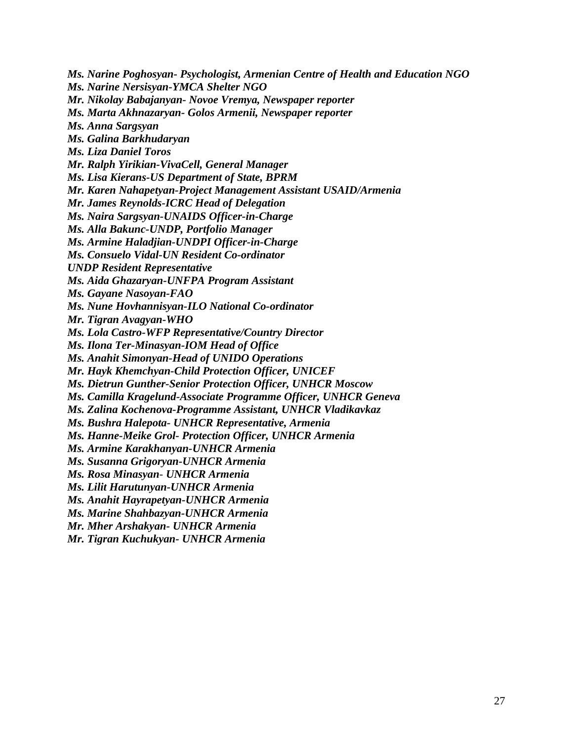*Ms. Narine Poghosyan- Psychologist, Armenian Centre of Health and Education NGO*
*Ms. Narine Nersisyan-YMCA Shelter NGO*
*Mr. Nikolay Babajanyan- Novoe Vremya, Newspaper reporter*
*Ms. Marta Akhnazaryan- Golos Armenii, Newspaper reporter*
*Ms. Anna Sargsyan*
*Ms. Galina Barkhudaryan*
*Ms. Liza Daniel Toros*
*Mr. Ralph Yirikian-VivaCell, General Manager*
*Ms. Lisa Kierans-US Department of State, BPRM*
*Mr. Karen Nahapetyan-Project Management Assistant USAID/Armenia*
*Mr. James Reynolds-ICRC Head of Delegation*
*Ms. Naira Sargsyan-UNAIDS Officer-in-Charge*
*Ms. Alla Bakunc-UNDP, Portfolio Manager*
*Ms. Armine Haladjian-UNDPI Officer-in-Charge*
*Ms. Consuelo Vidal-UN Resident Co-ordinator*
*UNDP Resident Representative*
*Ms. Aida Ghazaryan-UNFPA Program Assistant*
*Ms. Gayane Nasoyan-FAO*
*Ms. Nune Hovhannisyan-ILO National Co-ordinator*
*Mr. Tigran Avagyan-WHO*
*Ms. Lola Castro-WFP Representative/Country Director*
*Ms. Ilona Ter-Minasyan-IOM Head of Office*
*Ms. Anahit Simonyan-Head of UNIDO Operations*
*Mr. Hayk Khemchyan-Child Protection Officer, UNICEF*
*Ms. Dietrun Gunther-Senior Protection Officer, UNHCR Moscow*
*Ms. Camilla Kragelund-Associate Programme Officer, UNHCR Geneva*
*Ms. Zalina Kochenova-Programme Assistant, UNHCR Vladikavkaz*
*Ms. Bushra Halepota- UNHCR Representative, Armenia*
*Ms. Hanne-Meike Grol- Protection Officer, UNHCR Armenia*
*Ms. Armine Karakhanyan-UNHCR Armenia*
*Ms. Susanna Grigoryan-UNHCR Armenia*
*Ms. Rosa Minasyan- UNHCR Armenia*
*Ms. Lilit Harutunyan-UNHCR Armenia*
*Ms. Anahit Hayrapetyan-UNHCR Armenia*
*Ms. Marine Shahbazyan-UNHCR Armenia*
*Mr. Mher Arshakyan- UNHCR Armenia*
*Mr. Tigran Kuchukyan- UNHCR Armenia*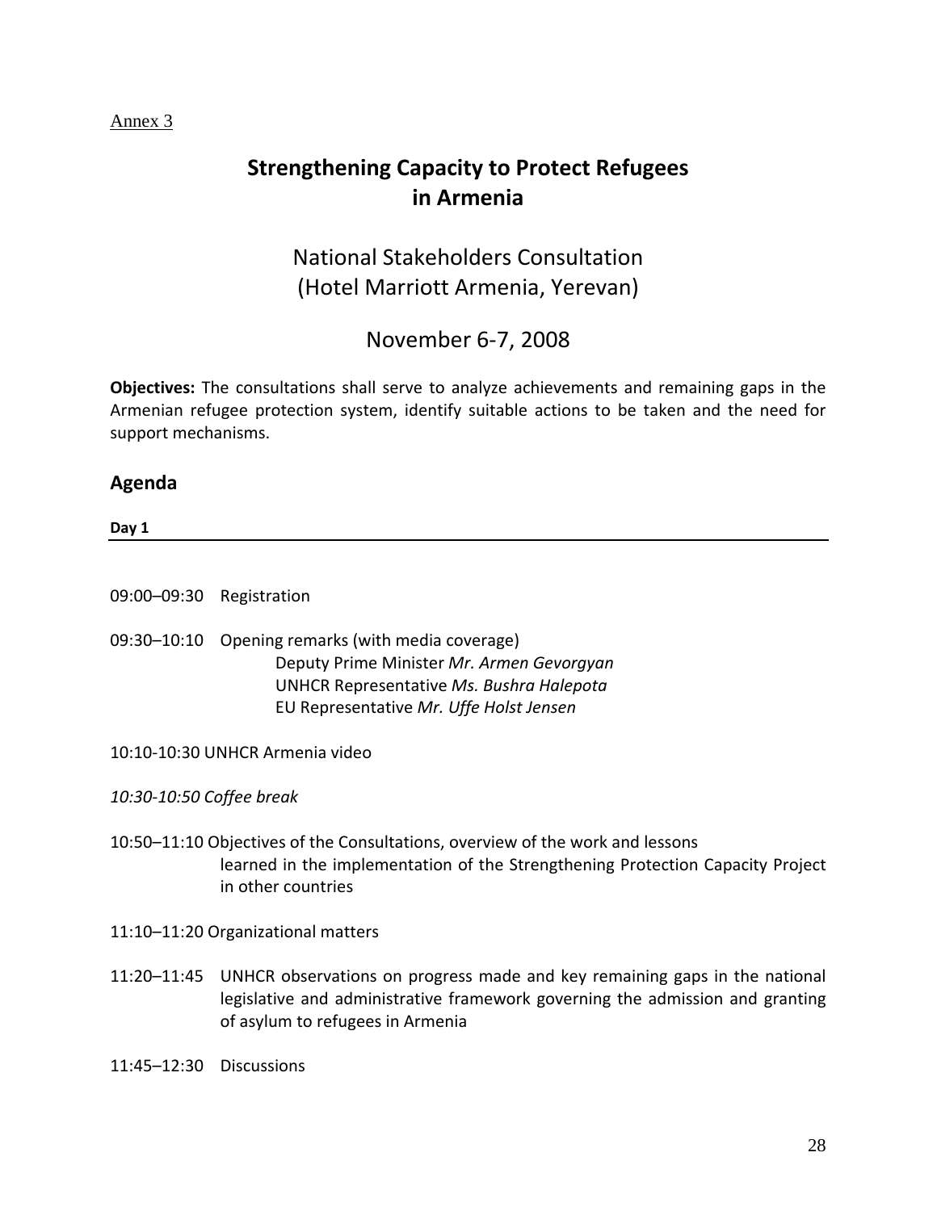Annex 3

# Strengthening Capacity to Protect Refugees in Armenia

## National Stakeholders Consultation (Hotel Marriott Armenia, Yerevan)

## November 6-7, 2008

**Objectives:** The consultations shall serve to analyze achievements and remaining gaps in the Armenian refugee protection system, identify suitable actions to be taken and the need for support mechanisms.

## Agenda

**Day 1**

09:00–09:30 Registration

09:30–10:10 Opening remarks (with media coverage)
Deputy Prime Minister *Mr. Armen Gevorgyan*
UNHCR Representative *Ms. Bushra Halepota*
EU Representative *Mr. Uffe Holst Jensen*

10:10-10:30 UNHCR Armenia video

*10:30-10:50 Coffee break*

10:50–11:10 Objectives of the Consultations, overview of the work and lessons learned in the implementation of the Strengthening Protection Capacity Project in other countries

11:10–11:20 Organizational matters

11:20–11:45 UNHCR observations on progress made and key remaining gaps in the national legislative and administrative framework governing the admission and granting of asylum to refugees in Armenia

11:45–12:30 Discussions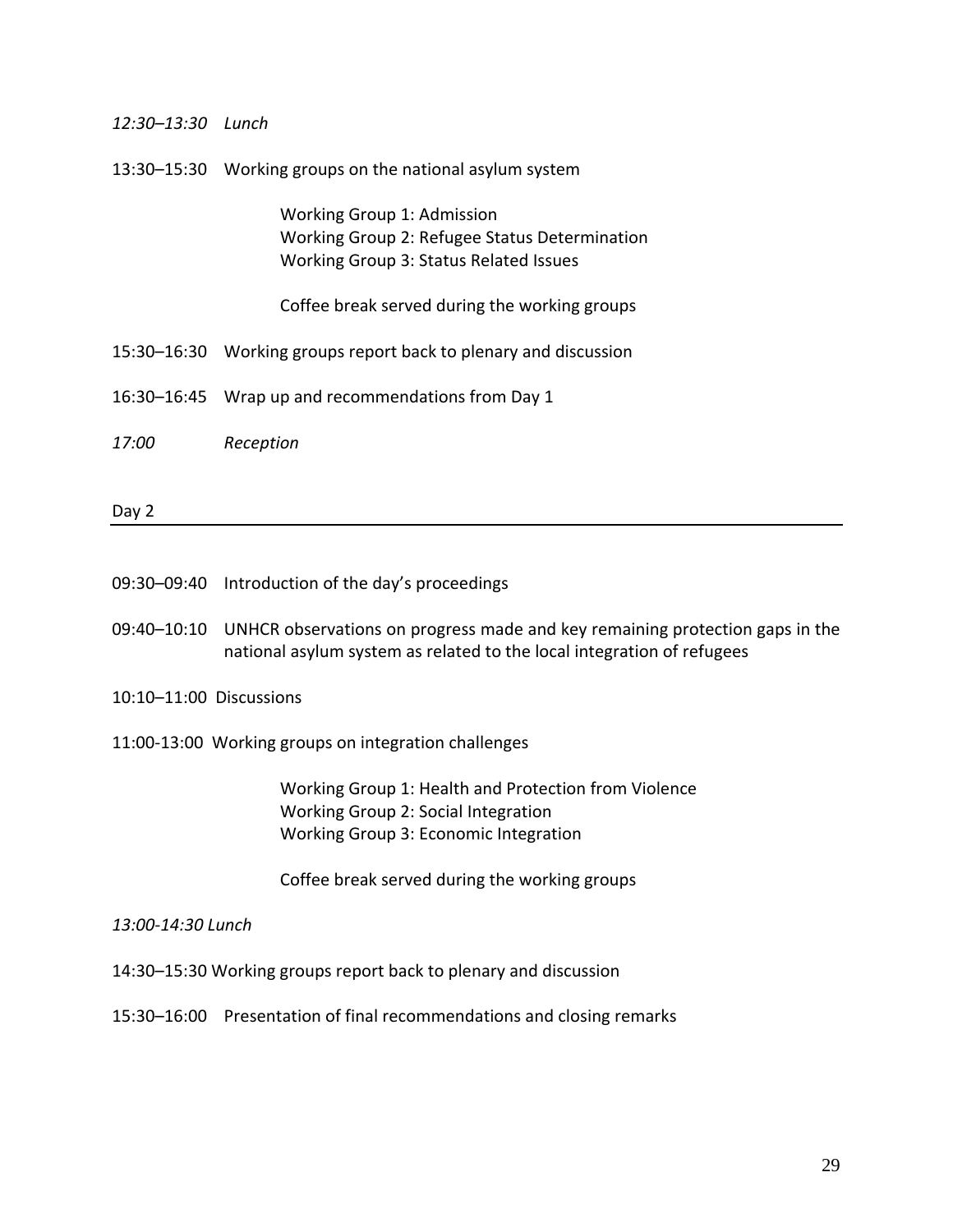*12:30–13:30 Lunch*

13:30–15:30 Working groups on the national asylum system

Working Group 1: Admission
Working Group 2: Refugee Status Determination
Working Group 3: Status Related Issues

Coffee break served during the working groups

15:30–16:30 Working groups report back to plenary and discussion

16:30–16:45 Wrap up and recommendations from Day 1

*17:00 Reception*

## Day 2

09:30–09:40 Introduction of the day's proceedings

09:40–10:10 UNHCR observations on progress made and key remaining protection gaps in the national asylum system as related to the local integration of refugees

10:10–11:00 Discussions

11:00-13:00 Working groups on integration challenges

Working Group 1: Health and Protection from Violence
Working Group 2: Social Integration
Working Group 3: Economic Integration

Coffee break served during the working groups

*13:00-14:30 Lunch*

14:30–15:30 Working groups report back to plenary and discussion

15:30–16:00 Presentation of final recommendations and closing remarks